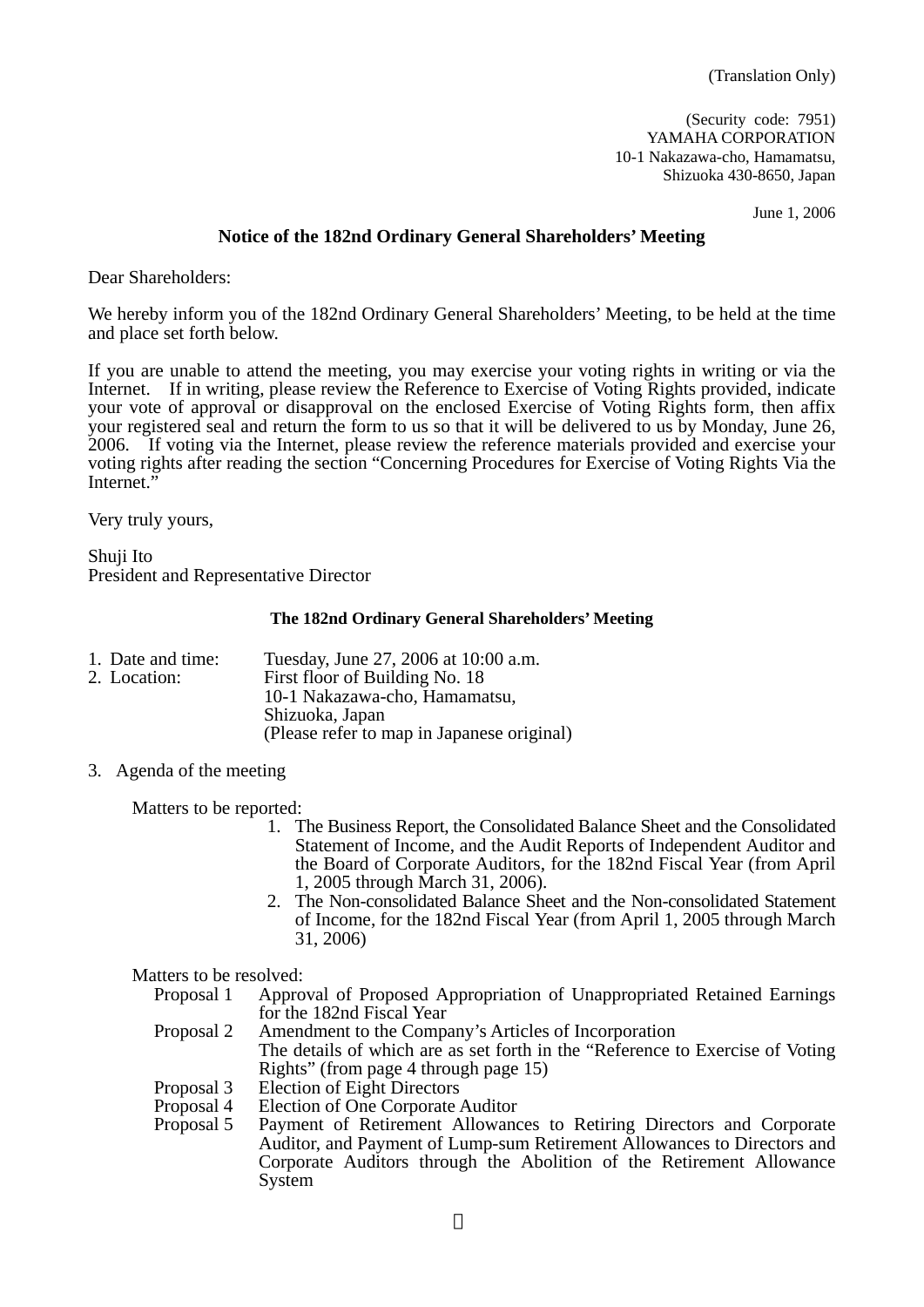(Translation Only)

(Security code: 7951)
YAMAHA CORPORATION
10-1 Nakazawa-cho, Hamamatsu,
Shizuoka 430-8650, Japan

June 1, 2006

## Notice of the 182nd Ordinary General Shareholders' Meeting

Dear Shareholders:

We hereby inform you of the 182nd Ordinary General Shareholders' Meeting, to be held at the time and place set forth below.

If you are unable to attend the meeting, you may exercise your voting rights in writing or via the Internet. If in writing, please review the Reference to Exercise of Voting Rights provided, indicate your vote of approval or disapproval on the enclosed Exercise of Voting Rights form, then affix your registered seal and return the form to us so that it will be delivered to us by Monday, June 26, 2006. If voting via the Internet, please review the reference materials provided and exercise your voting rights after reading the section "Concerning Procedures for Exercise of Voting Rights Via the Internet."

Very truly yours,

Shuji Ito
President and Representative Director

### The 182nd Ordinary General Shareholders' Meeting

1. Date and time: Tuesday, June 27, 2006 at 10:00 a.m.
2. Location: First floor of Building No. 18
   10-1 Nakazawa-cho, Hamamatsu,
   Shizuoka, Japan
   (Please refer to map in Japanese original)

3. Agenda of the meeting

Matters to be reported:

1. The Business Report, the Consolidated Balance Sheet and the Consolidated Statement of Income, and the Audit Reports of Independent Auditor and the Board of Corporate Auditors, for the 182nd Fiscal Year (from April 1, 2005 through March 31, 2006).
2. The Non-consolidated Balance Sheet and the Non-consolidated Statement of Income, for the 182nd Fiscal Year (from April 1, 2005 through March 31, 2006)

Matters to be resolved:

- Proposal 1 Approval of Proposed Appropriation of Unappropriated Retained Earnings for the 182nd Fiscal Year
- Proposal 2 Amendment to the Company's Articles of Incorporation
  The details of which are as set forth in the "Reference to Exercise of Voting Rights" (from page 4 through page 15)
- Proposal 3 Election of Eight Directors
- Proposal 4 Election of One Corporate Auditor
- Proposal 5 Payment of Retirement Allowances to Retiring Directors and Corporate Auditor, and Payment of Lump-sum Retirement Allowances to Directors and Corporate Auditors through the Abolition of the Retirement Allowance System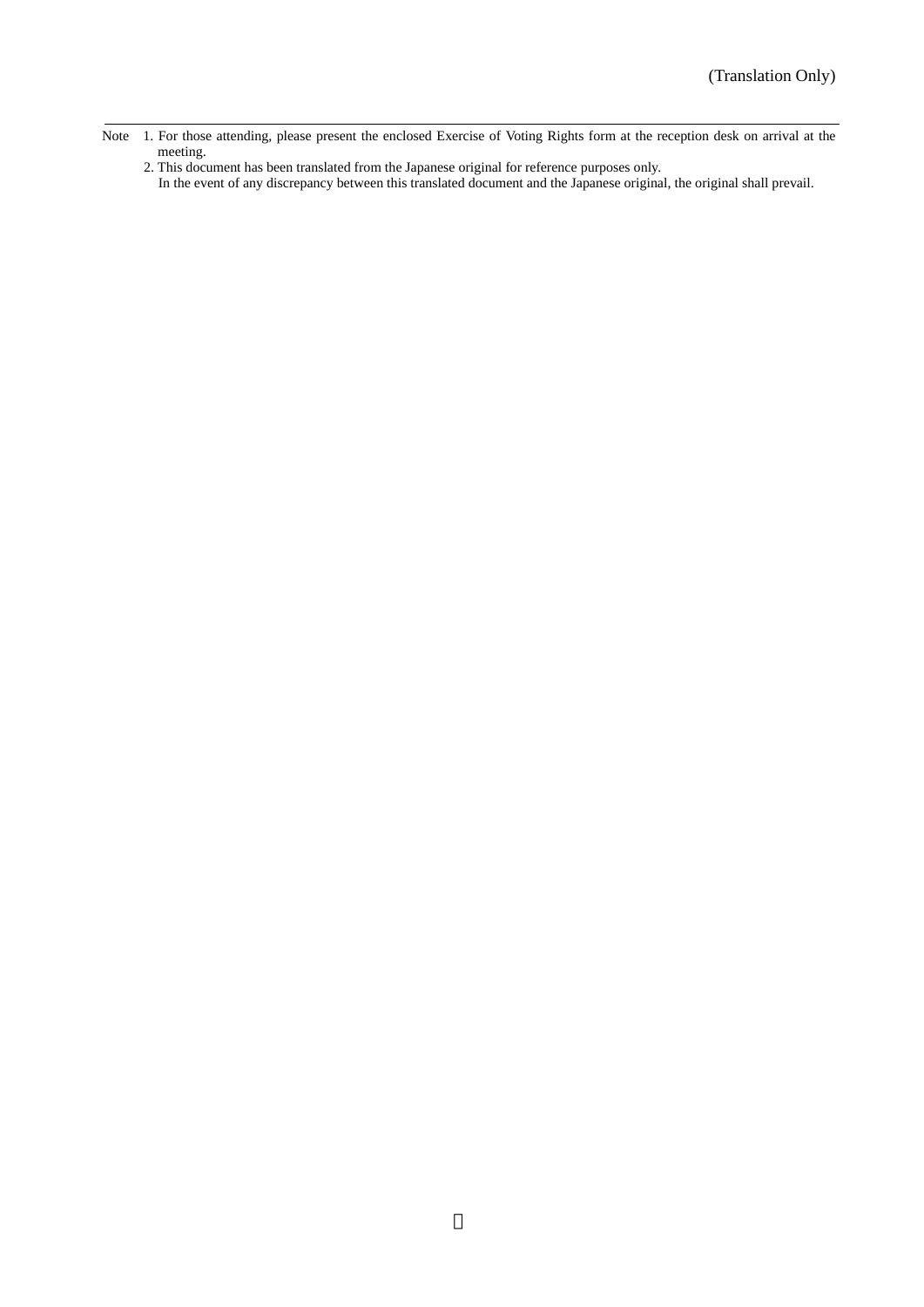(Translation Only)

---

Note 1. For those attending, please present the enclosed Exercise of Voting Rights form at the reception desk on arrival at the meeting.

2. This document has been translated from the Japanese original for reference purposes only.
In the event of any discrepancy between this translated document and the Japanese original, the original shall prevail.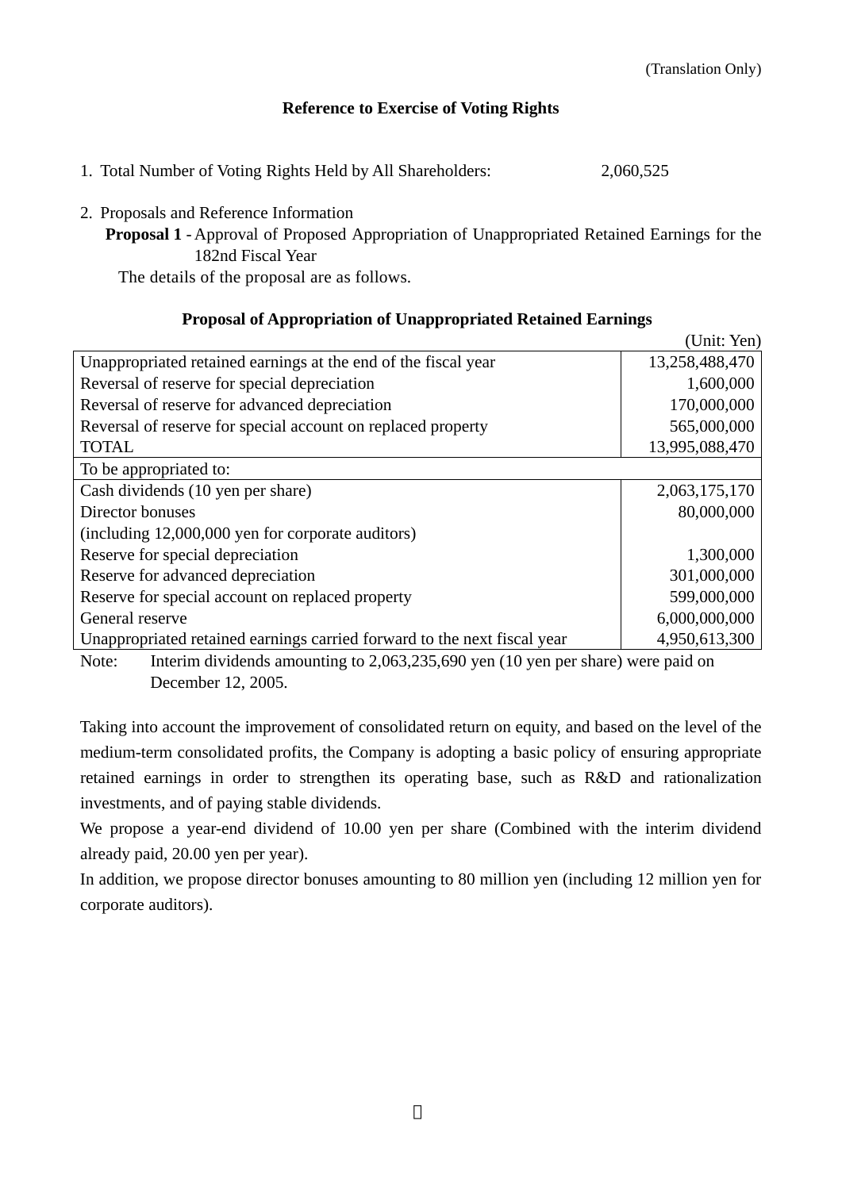(Translation Only)

## Reference to Exercise of Voting Rights

1. Total Number of Voting Rights Held by All Shareholders: 2,060,525

2. Proposals and Reference Information

**Proposal 1** - Approval of Proposed Appropriation of Unappropriated Retained Earnings for the 182nd Fiscal Year

The details of the proposal are as follows.

### Proposal of Appropriation of Unappropriated Retained Earnings

(Unit: Yen)

| | |
|---|---|
| Unappropriated retained earnings at the end of the fiscal year | 13,258,488,470 |
| Reversal of reserve for special depreciation | 1,600,000 |
| Reversal of reserve for advanced depreciation | 170,000,000 |
| Reversal of reserve for special account on replaced property | 565,000,000 |
| TOTAL | 13,995,088,470 |
| To be appropriated to: | |
| Cash dividends (10 yen per share) | 2,063,175,170 |
| Director bonuses | 80,000,000 |
| (including 12,000,000 yen for corporate auditors) | |
| Reserve for special depreciation | 1,300,000 |
| Reserve for advanced depreciation | 301,000,000 |
| Reserve for special account on replaced property | 599,000,000 |
| General reserve | 6,000,000,000 |
| Unappropriated retained earnings carried forward to the next fiscal year | 4,950,613,300 |

Note: Interim dividends amounting to 2,063,235,690 yen (10 yen per share) were paid on December 12, 2005.

Taking into account the improvement of consolidated return on equity, and based on the level of the medium-term consolidated profits, the Company is adopting a basic policy of ensuring appropriate retained earnings in order to strengthen its operating base, such as R&D and rationalization investments, and of paying stable dividends.

We propose a year-end dividend of 10.00 yen per share (Combined with the interim dividend already paid, 20.00 yen per year).

In addition, we propose director bonuses amounting to 80 million yen (including 12 million yen for corporate auditors).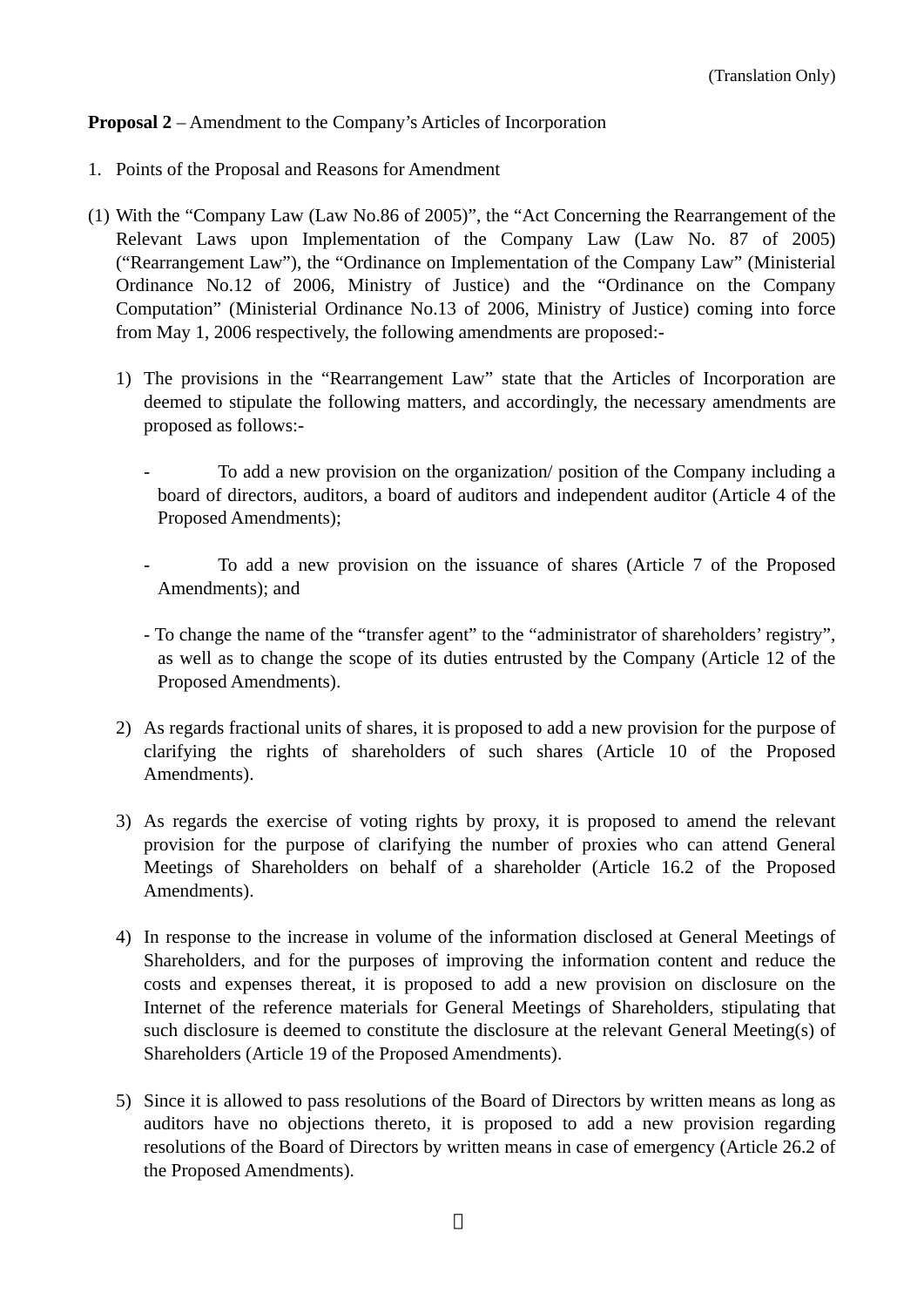(Translation Only)

**Proposal 2** – Amendment to the Company's Articles of Incorporation

1. Points of the Proposal and Reasons for Amendment

(1) With the "Company Law (Law No.86 of 2005)", the "Act Concerning the Rearrangement of the Relevant Laws upon Implementation of the Company Law (Law No. 87 of 2005) ("Rearrangement Law"), the "Ordinance on Implementation of the Company Law" (Ministerial Ordinance No.12 of 2006, Ministry of Justice) and the "Ordinance on the Company Computation" (Ministerial Ordinance No.13 of 2006, Ministry of Justice) coming into force from May 1, 2006 respectively, the following amendments are proposed:-

1) The provisions in the "Rearrangement Law" state that the Articles of Incorporation are deemed to stipulate the following matters, and accordingly, the necessary amendments are proposed as follows:-

- To add a new provision on the organization/ position of the Company including a board of directors, auditors, a board of auditors and independent auditor (Article 4 of the Proposed Amendments);

- To add a new provision on the issuance of shares (Article 7 of the Proposed Amendments); and

- To change the name of the "transfer agent" to the "administrator of shareholders' registry", as well as to change the scope of its duties entrusted by the Company (Article 12 of the Proposed Amendments).

2) As regards fractional units of shares, it is proposed to add a new provision for the purpose of clarifying the rights of shareholders of such shares (Article 10 of the Proposed Amendments).

3) As regards the exercise of voting rights by proxy, it is proposed to amend the relevant provision for the purpose of clarifying the number of proxies who can attend General Meetings of Shareholders on behalf of a shareholder (Article 16.2 of the Proposed Amendments).

4) In response to the increase in volume of the information disclosed at General Meetings of Shareholders, and for the purposes of improving the information content and reduce the costs and expenses thereat, it is proposed to add a new provision on disclosure on the Internet of the reference materials for General Meetings of Shareholders, stipulating that such disclosure is deemed to constitute the disclosure at the relevant General Meeting(s) of Shareholders (Article 19 of the Proposed Amendments).

5) Since it is allowed to pass resolutions of the Board of Directors by written means as long as auditors have no objections thereto, it is proposed to add a new provision regarding resolutions of the Board of Directors by written means in case of emergency (Article 26.2 of the Proposed Amendments).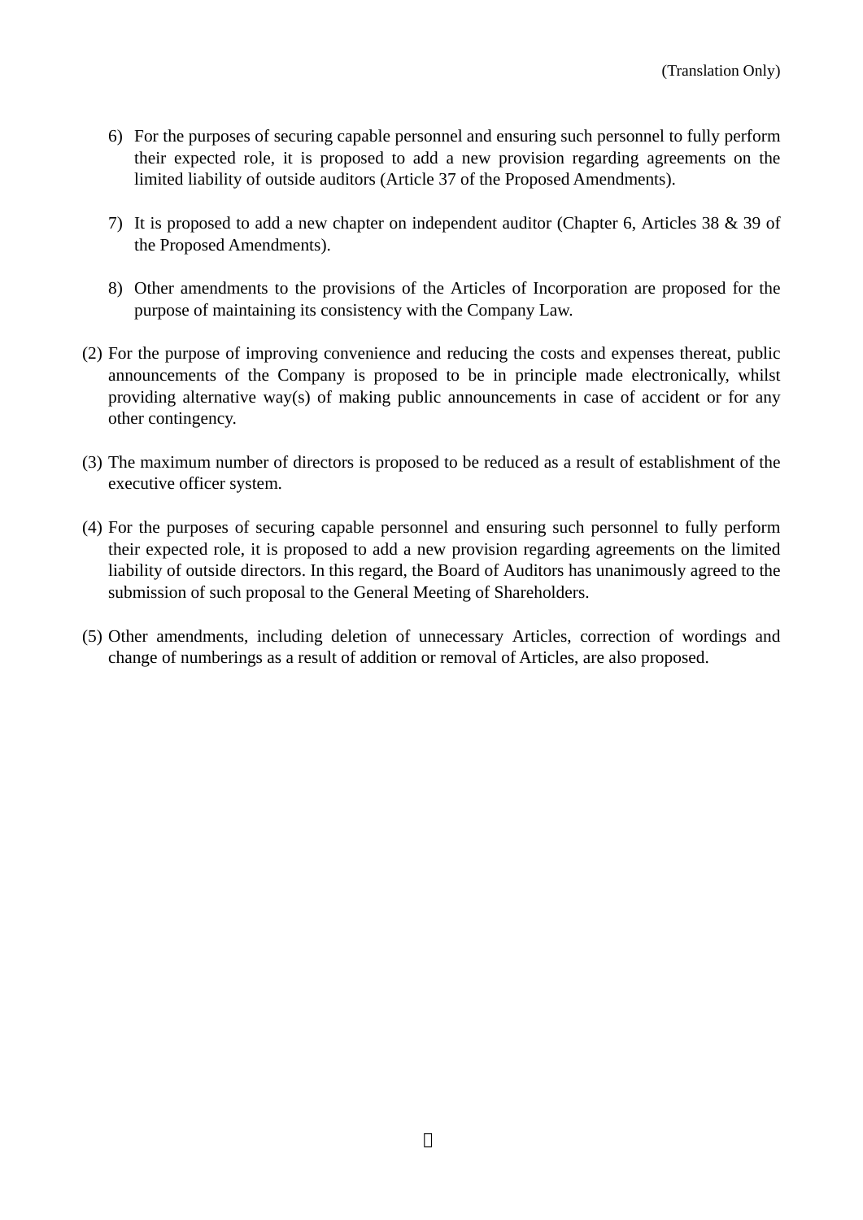6) For the purposes of securing capable personnel and ensuring such personnel to fully perform their expected role, it is proposed to add a new provision regarding agreements on the limited liability of outside auditors (Article 37 of the Proposed Amendments).

7) It is proposed to add a new chapter on independent auditor (Chapter 6, Articles 38 & 39 of the Proposed Amendments).

8) Other amendments to the provisions of the Articles of Incorporation are proposed for the purpose of maintaining its consistency with the Company Law.

(2) For the purpose of improving convenience and reducing the costs and expenses thereat, public announcements of the Company is proposed to be in principle made electronically, whilst providing alternative way(s) of making public announcements in case of accident or for any other contingency.

(3) The maximum number of directors is proposed to be reduced as a result of establishment of the executive officer system.

(4) For the purposes of securing capable personnel and ensuring such personnel to fully perform their expected role, it is proposed to add a new provision regarding agreements on the limited liability of outside directors. In this regard, the Board of Auditors has unanimously agreed to the submission of such proposal to the General Meeting of Shareholders.

(5) Other amendments, including deletion of unnecessary Articles, correction of wordings and change of numberings as a result of addition or removal of Articles, are also proposed.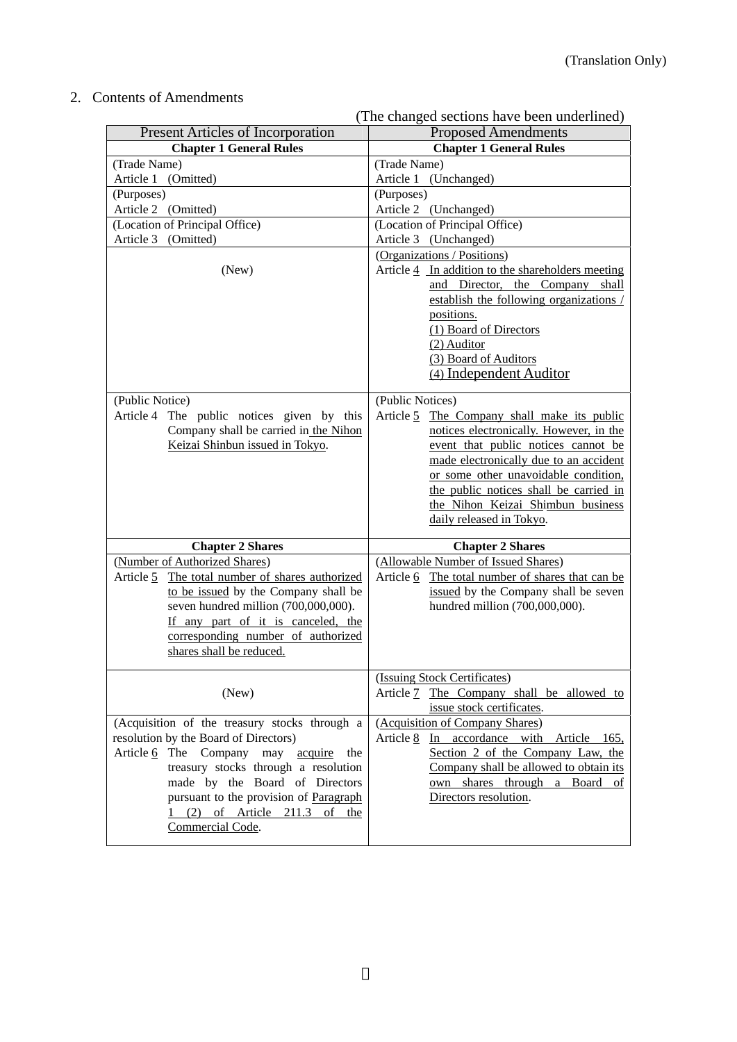(Translation Only)

2. Contents of Amendments

(The changed sections have been underlined)

| Present Articles of Incorporation | Proposed Amendments |
|---|---|
| **Chapter 1 General Rules** | **Chapter 1 General Rules** |
| (Trade Name)<br>Article 1 (Omitted) | (Trade Name)<br>Article 1 (Unchanged) |
| (Purposes)<br>Article 2 (Omitted) | (Purposes)<br>Article 2 (Unchanged) |
| (Location of Principal Office)<br>Article 3 (Omitted) | (Location of Principal Office)<br>Article 3 (Unchanged) |
| (New) | (Organizations / Positions)<br>Article 4 In addition to the shareholders meeting and Director, the Company shall establish the following organizations / positions.<br>(1) Board of Directors<br>(2) Auditor<br>(3) Board of Auditors<br>(4) Independent Auditor |
| (Public Notice)<br>Article 4 The public notices given by this Company shall be carried in the Nihon Keizai Shinbun issued in Tokyo. | (Public Notices)<br>Article 5 The Company shall make its public notices electronically. However, in the event that public notices cannot be made electronically due to an accident or some other unavoidable condition, the public notices shall be carried in the Nihon Keizai Shimbun business daily released in Tokyo. |
| **Chapter 2 Shares** | **Chapter 2 Shares** |
| (Number of Authorized Shares)<br>Article 5 The total number of shares authorized to be issued by the Company shall be seven hundred million (700,000,000). If any part of it is canceled, the corresponding number of authorized shares shall be reduced. | (Allowable Number of Issued Shares)<br>Article 6 The total number of shares that can be issued by the Company shall be seven hundred million (700,000,000). |
| (New) | (Issuing Stock Certificates)<br>Article 7 The Company shall be allowed to issue stock certificates. |
| (Acquisition of the treasury stocks through a resolution by the Board of Directors)<br>Article 6 The Company may acquire the treasury stocks through a resolution made by the Board of Directors pursuant to the provision of Paragraph 1 (2) of Article 211.3 of the Commercial Code. | (Acquisition of Company Shares)<br>Article 8 In accordance with Article 165, Section 2 of the Company Law, the Company shall be allowed to obtain its own shares through a Board of Directors resolution. |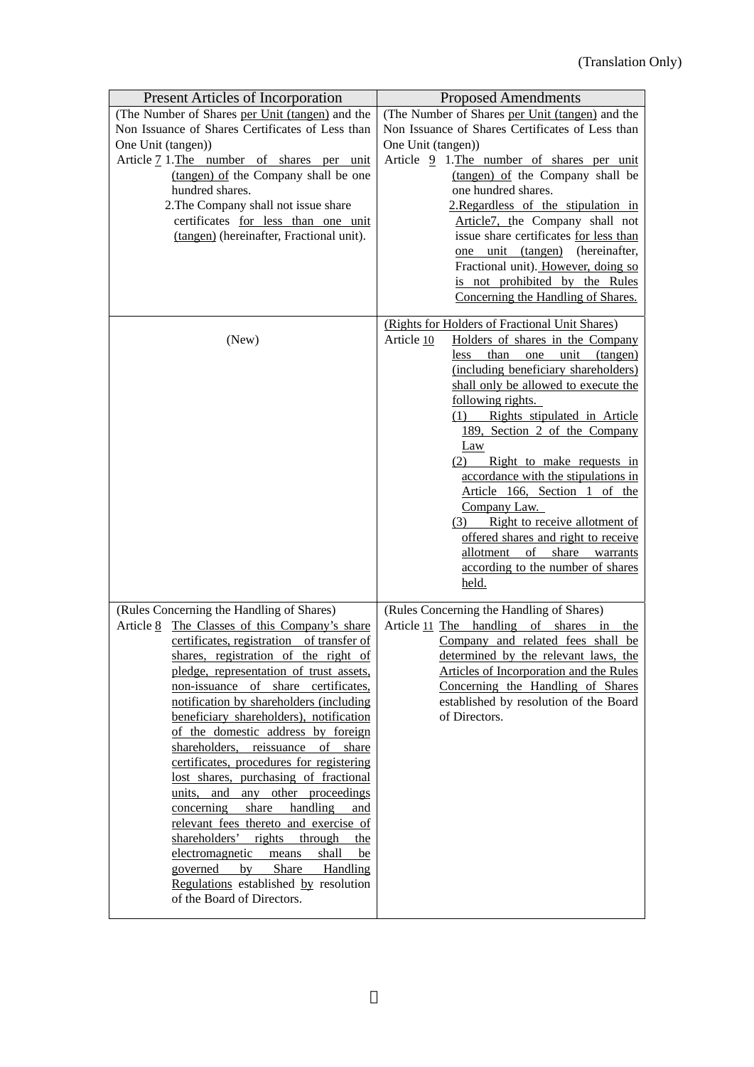(Translation Only)

| Present Articles of Incorporation | Proposed Amendments |
|---|---|
| (The Number of Shares per Unit (tangen) and the Non Issuance of Shares Certificates of Less than One Unit (tangen))<br>Article 7 1.The number of shares per unit (tangen) of the Company shall be one hundred shares.<br>2.The Company shall not issue share certificates for less than one unit (tangen) (hereinafter, Fractional unit). | (The Number of Shares per Unit (tangen) and the Non Issuance of Shares Certificates of Less than One Unit (tangen))<br>Article 9 1.The number of shares per unit (tangen) of the Company shall be one hundred shares.<br>2.Regardless of the stipulation in Article7, the Company shall not issue share certificates for less than one unit (tangen) (hereinafter, Fractional unit). However, doing so is not prohibited by the Rules Concerning the Handling of Shares. |
| (New) | (Rights for Holders of Fractional Unit Shares)<br>Article 10 Holders of shares in the Company less than one unit (tangen) (including beneficiary shareholders) shall only be allowed to execute the following rights.<br>(1) Rights stipulated in Article 189, Section 2 of the Company Law<br>(2) Right to make requests in accordance with the stipulations in Article 166, Section 1 of the Company Law.<br>(3) Right to receive allotment of offered shares and right to receive allotment of share warrants according to the number of shares held. |
| (Rules Concerning the Handling of Shares)<br>Article 8 The Classes of this Company's share certificates, registration of transfer of shares, registration of the right of pledge, representation of trust assets, non-issuance of share certificates, notification by shareholders (including beneficiary shareholders), notification of the domestic address by foreign shareholders, reissuance of share certificates, procedures for registering lost shares, purchasing of fractional units, and any other proceedings concerning share handling and relevant fees thereto and exercise of shareholders' rights through the electromagnetic means shall be governed by Share Handling Regulations established by resolution of the Board of Directors. | (Rules Concerning the Handling of Shares)<br>Article 11 The handling of shares in the Company and related fees shall be determined by the relevant laws, the Articles of Incorporation and the Rules Concerning the Handling of Shares established by resolution of the Board of Directors. |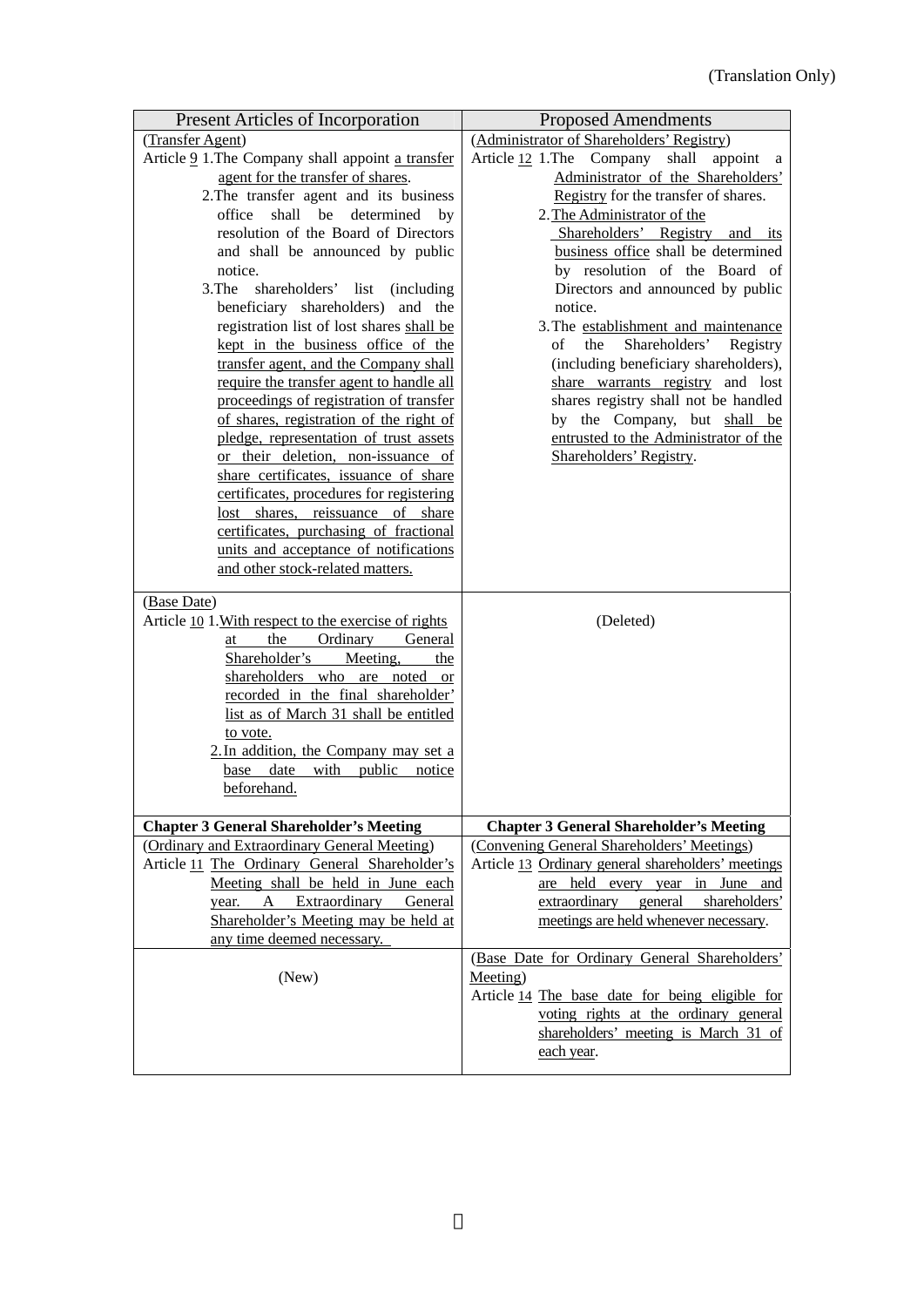(Translation Only)

| Present Articles of Incorporation | Proposed Amendments |
|---|---|
| (Transfer Agent)<br>Article 9 1.The Company shall appoint a transfer agent for the transfer of shares.<br>2.The transfer agent and its business office shall be determined by resolution of the Board of Directors and shall be announced by public notice.<br>3.The shareholders' list (including beneficiary shareholders) and the registration list of lost shares shall be kept in the business office of the transfer agent, and the Company shall require the transfer agent to handle all proceedings of registration of transfer of shares, registration of the right of pledge, representation of trust assets or their deletion, non-issuance of share certificates, issuance of share certificates, procedures for registering lost shares, reissuance of share certificates, purchasing of fractional units and acceptance of notifications and other stock-related matters. | (Administrator of Shareholders' Registry)<br>Article 12 1.The Company shall appoint a Administrator of the Shareholders' Registry for the transfer of shares.<br>2.The Administrator of the Shareholders' Registry and its business office shall be determined by resolution of the Board of Directors and announced by public notice.<br>3.The establishment and maintenance of the Shareholders' Registry (including beneficiary shareholders), share warrants registry and lost shares registry shall not be handled by the Company, but shall be entrusted to the Administrator of the Shareholders' Registry. |
| (Base Date)<br>Article 10 1.With respect to the exercise of rights at the Ordinary General Shareholder's Meeting, the shareholders who are noted or recorded in the final shareholder' list as of March 31 shall be entitled to vote.<br>2.In addition, the Company may set a base date with public notice beforehand. | (Deleted) |
| **Chapter 3 General Shareholder's Meeting** | **Chapter 3 General Shareholder's Meeting** |
| (Ordinary and Extraordinary General Meeting)<br>Article 11 The Ordinary General Shareholder's Meeting shall be held in June each year. A Extraordinary General Shareholder's Meeting may be held at any time deemed necessary. | (Convening General Shareholders' Meetings)<br>Article 13 Ordinary general shareholders' meetings are held every year in June and extraordinary general shareholders' meetings are held whenever necessary. |
| (New) | (Base Date for Ordinary General Shareholders' Meeting)<br>Article 14 The base date for being eligible for voting rights at the ordinary general shareholders' meeting is March 31 of each year. |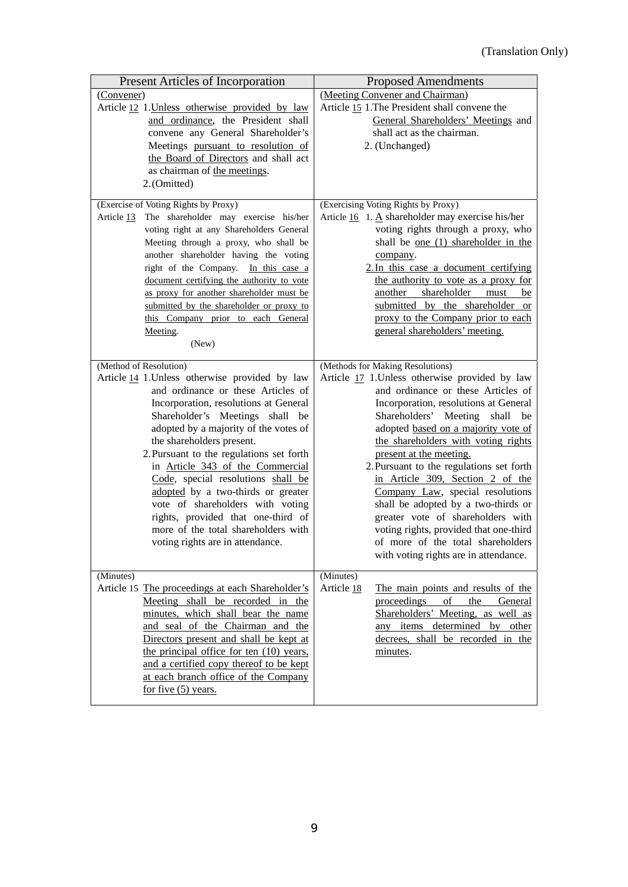(Translation Only)

| Present Articles of Incorporation | Proposed Amendments |
|---|---|
| (Convener)<br>Article 12 1.Unless otherwise provided by law and ordinance, the President shall convene any General Shareholder's Meetings pursuant to resolution of the Board of Directors and shall act as chairman of the meetings.<br>2.(Omitted) | (Meeting Convener and Chairman)<br>Article 15 1.The President shall convene the General Shareholders' Meetings and shall act as the chairman.<br>2. (Unchanged) |
| (Exercise of Voting Rights by Proxy)<br>Article 13 The shareholder may exercise his/her voting right at any Shareholders General Meeting through a proxy, who shall be another shareholder having the voting right of the Company. In this case a document certifying the authority to vote as proxy for another shareholder must be submitted by the shareholder or proxy to this Company prior to each General Meeting.<br>(New) | (Exercising Voting Rights by Proxy)<br>Article 16 1. A shareholder may exercise his/her voting rights through a proxy, who shall be one (1) shareholder in the company.<br>2.In this case a document certifying the authority to vote as a proxy for another shareholder must be submitted by the shareholder or proxy to the Company prior to each general shareholders' meeting. |
| (Method of Resolution)<br>Article 14 1.Unless otherwise provided by law and ordinance or these Articles of Incorporation, resolutions at General Shareholder's Meetings shall be adopted by a majority of the votes of the shareholders present.<br>2.Pursuant to the regulations set forth in Article 343 of the Commercial Code, special resolutions shall be adopted by a two-thirds or greater vote of shareholders with voting rights, provided that one-third of more of the total shareholders with voting rights are in attendance. | (Methods for Making Resolutions)<br>Article 17 1.Unless otherwise provided by law and ordinance or these Articles of Incorporation, resolutions at General Shareholders' Meeting shall be adopted based on a majority vote of the shareholders with voting rights present at the meeting.<br>2.Pursuant to the regulations set forth in Article 309, Section 2 of the Company Law, special resolutions shall be adopted by a two-thirds or greater vote of shareholders with voting rights, provided that one-third of more of the total shareholders with voting rights are in attendance. |
| (Minutes)<br>Article 15 The proceedings at each Shareholder's Meeting shall be recorded in the minutes, which shall bear the name and seal of the Chairman and the Directors present and shall be kept at the principal office for ten (10) years, and a certified copy thereof to be kept at each branch office of the Company for five (5) years. | (Minutes)<br>Article 18 The main points and results of the proceedings of the General Shareholders' Meeting, as well as any items determined by other decrees, shall be recorded in the minutes. |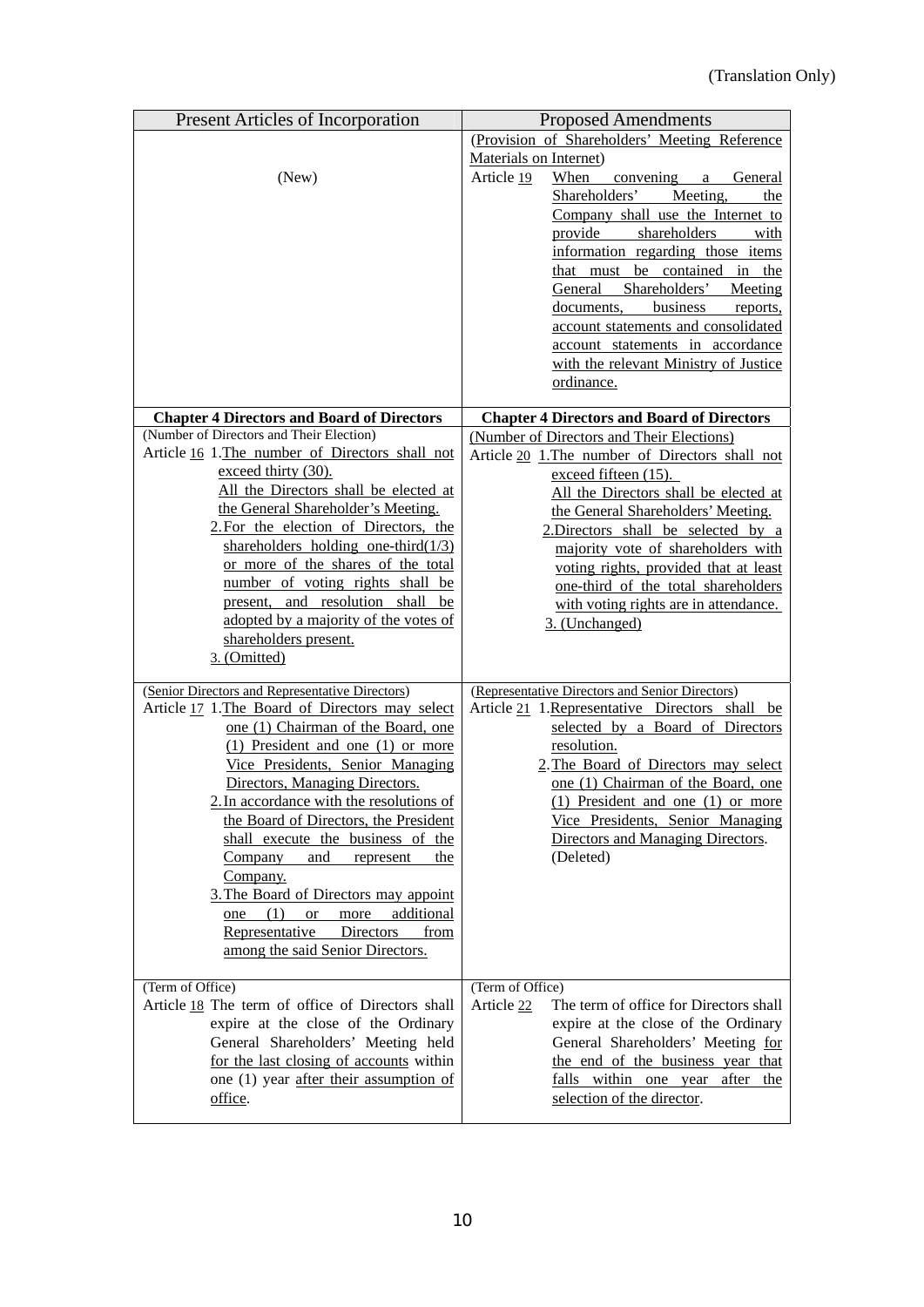(Translation Only)

| Present Articles of Incorporation | Proposed Amendments |
| --- | --- |
| (New) | (Provision of Shareholders' Meeting Reference Materials on Internet)<br>Article 19 When convening a General Shareholders' Meeting, the Company shall use the Internet to provide shareholders with information regarding those items that must be contained in the General Shareholders' Meeting documents, business reports, account statements and consolidated account statements in accordance with the relevant Ministry of Justice ordinance. |
| **Chapter 4 Directors and Board of Directors** | **Chapter 4 Directors and Board of Directors** |
| (Number of Directors and Their Election)<br>Article 16 1.The number of Directors shall not exceed thirty (30).<br>All the Directors shall be elected at the General Shareholder's Meeting.<br>2.For the election of Directors, the shareholders holding one-third(1/3) or more of the shares of the total number of voting rights shall be present, and resolution shall be adopted by a majority of the votes of shareholders present.<br>3. (Omitted) | (Number of Directors and Their Elections)<br>Article 20 1.The number of Directors shall not exceed fifteen (15).<br>All the Directors shall be elected at the General Shareholders' Meeting.<br>2.Directors shall be selected by a majority vote of shareholders with voting rights, provided that at least one-third of the total shareholders with voting rights are in attendance.<br>3. (Unchanged) |
| (Senior Directors and Representative Directors)<br>Article 17 1.The Board of Directors may select one (1) Chairman of the Board, one (1) President and one (1) or more Vice Presidents, Senior Managing Directors, Managing Directors.<br>2.In accordance with the resolutions of the Board of Directors, the President shall execute the business of the Company and represent the Company.<br>3.The Board of Directors may appoint one (1) or more additional Representative Directors from among the said Senior Directors. | (Representative Directors and Senior Directors)<br>Article 21 1.Representative Directors shall be selected by a Board of Directors resolution.<br>2.The Board of Directors may select one (1) Chairman of the Board, one (1) President and one (1) or more Vice Presidents, Senior Managing Directors and Managing Directors.<br>(Deleted) |
| (Term of Office)<br>Article 18 The term of office of Directors shall expire at the close of the Ordinary General Shareholders' Meeting held for the last closing of accounts within one (1) year after their assumption of office. | (Term of Office)<br>Article 22 The term of office for Directors shall expire at the close of the Ordinary General Shareholders' Meeting for the end of the business year that falls within one year after the selection of the director. |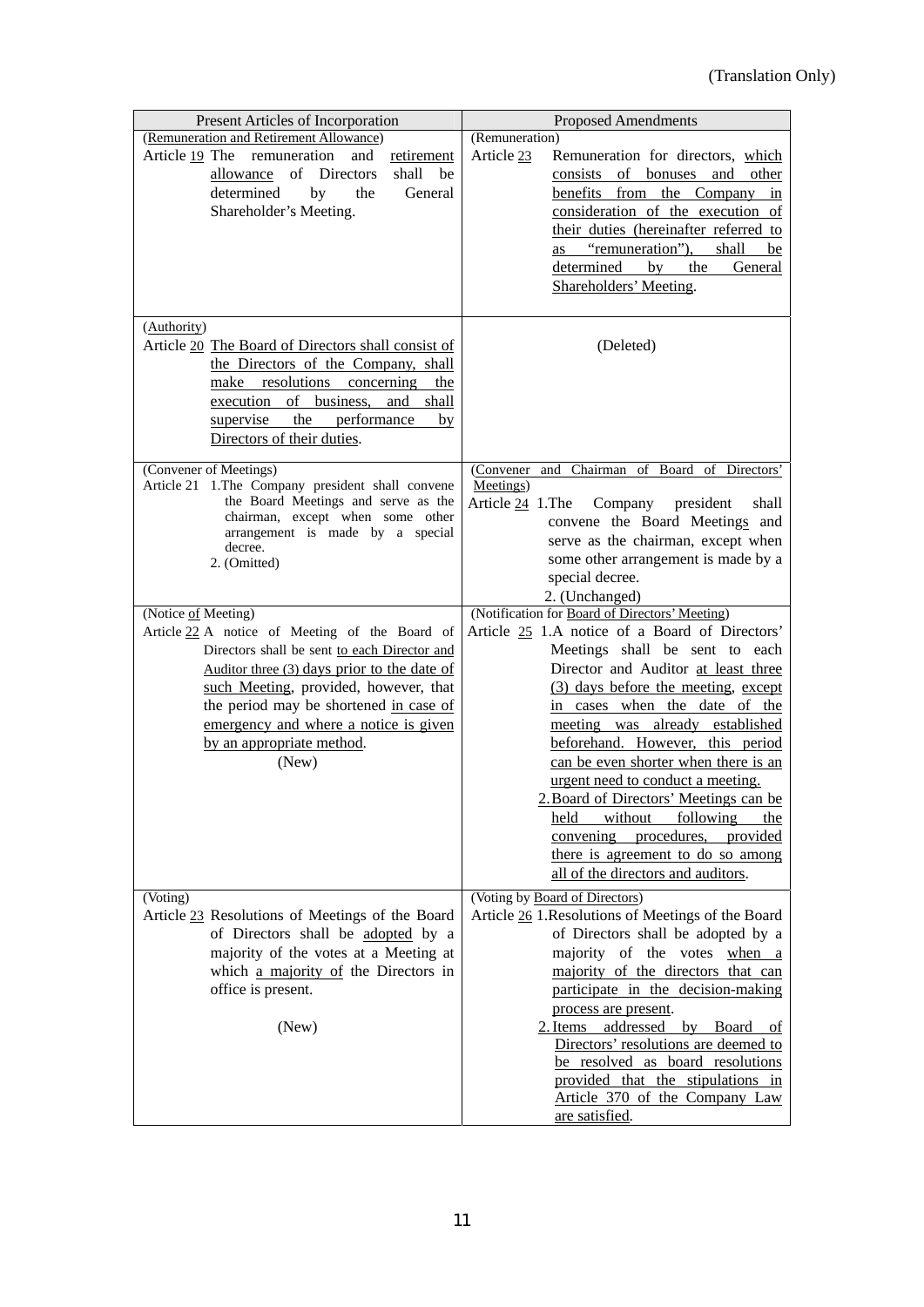(Translation Only)

| Present Articles of Incorporation | Proposed Amendments |
|---|---|
| (Remuneration and Retirement Allowance)<br>Article 19 The remuneration and retirement allowance of Directors shall be determined by the General Shareholder's Meeting. | (Remuneration)<br>Article 23 Remuneration for directors, which consists of bonuses and other benefits from the Company in consideration of the execution of their duties (hereinafter referred to as "remuneration"), shall be determined by the General Shareholders' Meeting. |
| (Authority)<br>Article 20 The Board of Directors shall consist of the Directors of the Company, shall make resolutions concerning the execution of business, and shall supervise the performance by Directors of their duties. | (Deleted) |
| (Convener of Meetings)<br>Article 21 1.The Company president shall convene the Board Meetings and serve as the chairman, except when some other arrangement is made by a special decree.<br>2. (Omitted) | (Convener and Chairman of Board of Directors' Meetings)<br>Article 24 1.The Company president shall convene the Board Meetings and serve as the chairman, except when some other arrangement is made by a special decree.<br>2. (Unchanged) |
| (Notice of Meeting)<br>Article 22 A notice of Meeting of the Board of Directors shall be sent to each Director and Auditor three (3) days prior to the date of such Meeting, provided, however, that the period may be shortened in case of emergency and where a notice is given by an appropriate method.<br>(New) | (Notification for Board of Directors' Meeting)<br>Article 25 1.A notice of a Board of Directors' Meetings shall be sent to each Director and Auditor at least three (3) days before the meeting, except in cases when the date of the meeting was already established beforehand. However, this period can be even shorter when there is an urgent need to conduct a meeting.<br>2.Board of Directors' Meetings can be held without following the convening procedures, provided there is agreement to do so among all of the directors and auditors. |
| (Voting)<br>Article 23 Resolutions of Meetings of the Board of Directors shall be adopted by a majority of the votes at a Meeting at which a majority of the Directors in office is present.<br>(New) | (Voting by Board of Directors)<br>Article 26 1.Resolutions of Meetings of the Board of Directors shall be adopted by a majority of the votes when a majority of the directors that can participate in the decision-making process are present.<br>2.Items addressed by Board of Directors' resolutions are deemed to be resolved as board resolutions provided that the stipulations in Article 370 of the Company Law are satisfied. |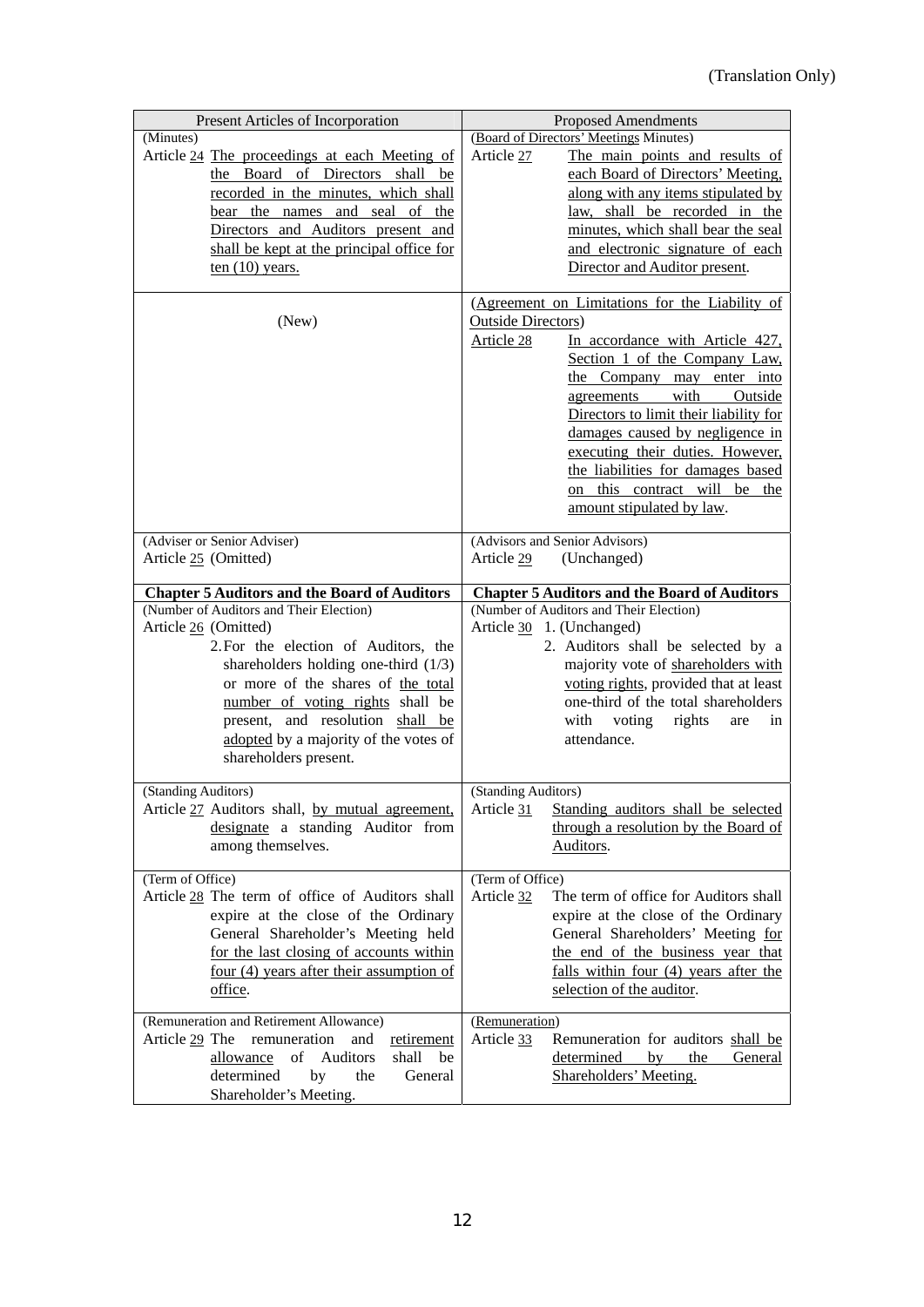(Translation Only)

| Present Articles of Incorporation | Proposed Amendments |
|---|---|
| (Minutes)<br>Article 24 The proceedings at each Meeting of the Board of Directors shall be recorded in the minutes, which shall bear the names and seal of the Directors and Auditors present and shall be kept at the principal office for ten (10) years. | (Board of Directors' Meetings Minutes)<br>Article 27 The main points and results of each Board of Directors' Meeting, along with any items stipulated by law, shall be recorded in the minutes, which shall bear the seal and electronic signature of each Director and Auditor present. |
| (New) | (Agreement on Limitations for the Liability of Outside Directors)<br>Article 28 In accordance with Article 427, Section 1 of the Company Law, the Company may enter into agreements with Outside Directors to limit their liability for damages caused by negligence in executing their duties. However, the liabilities for damages based on this contract will be the amount stipulated by law. |
| (Adviser or Senior Adviser)<br>Article 25 (Omitted) | (Advisors and Senior Advisors)<br>Article 29 (Unchanged) |
| **Chapter 5 Auditors and the Board of Auditors** | **Chapter 5 Auditors and the Board of Auditors** |
| (Number of Auditors and Their Election)<br>Article 26 (Omitted)<br>2. For the election of Auditors, the shareholders holding one-third (1/3) or more of the shares of the total number of voting rights shall be present, and resolution shall be adopted by a majority of the votes of shareholders present. | (Number of Auditors and Their Election)<br>Article 30 1. (Unchanged)<br>2. Auditors shall be selected by a majority vote of shareholders with voting rights, provided that at least one-third of the total shareholders with voting rights are in attendance. |
| (Standing Auditors)<br>Article 27 Auditors shall, by mutual agreement, designate a standing Auditor from among themselves. | (Standing Auditors)<br>Article 31 Standing auditors shall be selected through a resolution by the Board of Auditors. |
| (Term of Office)<br>Article 28 The term of office of Auditors shall expire at the close of the Ordinary General Shareholder's Meeting held for the last closing of accounts within four (4) years after their assumption of office. | (Term of Office)<br>Article 32 The term of office for Auditors shall expire at the close of the Ordinary General Shareholders' Meeting for the end of the business year that falls within four (4) years after the selection of the auditor. |
| (Remuneration and Retirement Allowance)<br>Article 29 The remuneration and retirement allowance of Auditors shall be determined by the General Shareholder's Meeting. | (Remuneration)<br>Article 33 Remuneration for auditors shall be determined by the General Shareholders' Meeting. |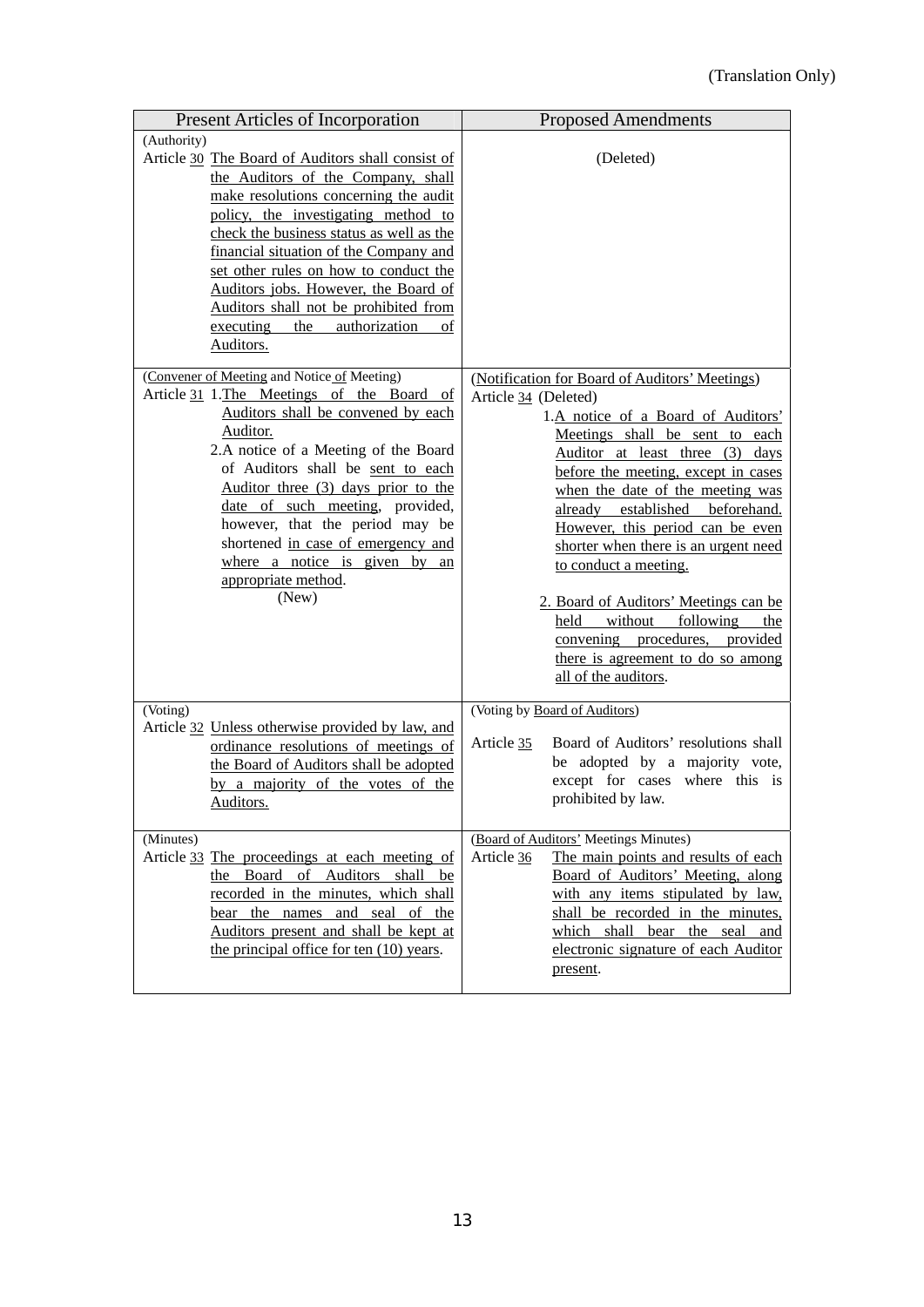(Translation Only)

| Present Articles of Incorporation | Proposed Amendments |
|---|---|
| (Authority)<br>Article 30 The Board of Auditors shall consist of the Auditors of the Company, shall make resolutions concerning the audit policy, the investigating method to check the business status as well as the financial situation of the Company and set other rules on how to conduct the Auditors jobs. However, the Board of Auditors shall not be prohibited from executing the authorization of Auditors. | (Deleted) |
| (Convener of Meeting and Notice of Meeting)<br>Article 31 1.The Meetings of the Board of Auditors shall be convened by each Auditor.<br>2.A notice of a Meeting of the Board of Auditors shall be sent to each Auditor three (3) days prior to the date of such meeting, provided, however, that the period may be shortened in case of emergency and where a notice is given by an appropriate method.<br>(New) | (Notification for Board of Auditors' Meetings)<br>Article 34 (Deleted)<br>1.A notice of a Board of Auditors' Meetings shall be sent to each Auditor at least three (3) days before the meeting, except in cases when the date of the meeting was already established beforehand. However, this period can be even shorter when there is an urgent need to conduct a meeting.<br>2. Board of Auditors' Meetings can be held without following the convening procedures, provided there is agreement to do so among all of the auditors. |
| (Voting)<br>Article 32 Unless otherwise provided by law, and ordinance resolutions of meetings of the Board of Auditors shall be adopted by a majority of the votes of the Auditors. | (Voting by Board of Auditors)<br>Article 35 Board of Auditors' resolutions shall be adopted by a majority vote, except for cases where this is prohibited by law. |
| (Minutes)<br>Article 33 The proceedings at each meeting of the Board of Auditors shall be recorded in the minutes, which shall bear the names and seal of the Auditors present and shall be kept at the principal office for ten (10) years. | (Board of Auditors' Meetings Minutes)<br>Article 36 The main points and results of each Board of Auditors' Meeting, along with any items stipulated by law, shall be recorded in the minutes, which shall bear the seal and electronic signature of each Auditor present. |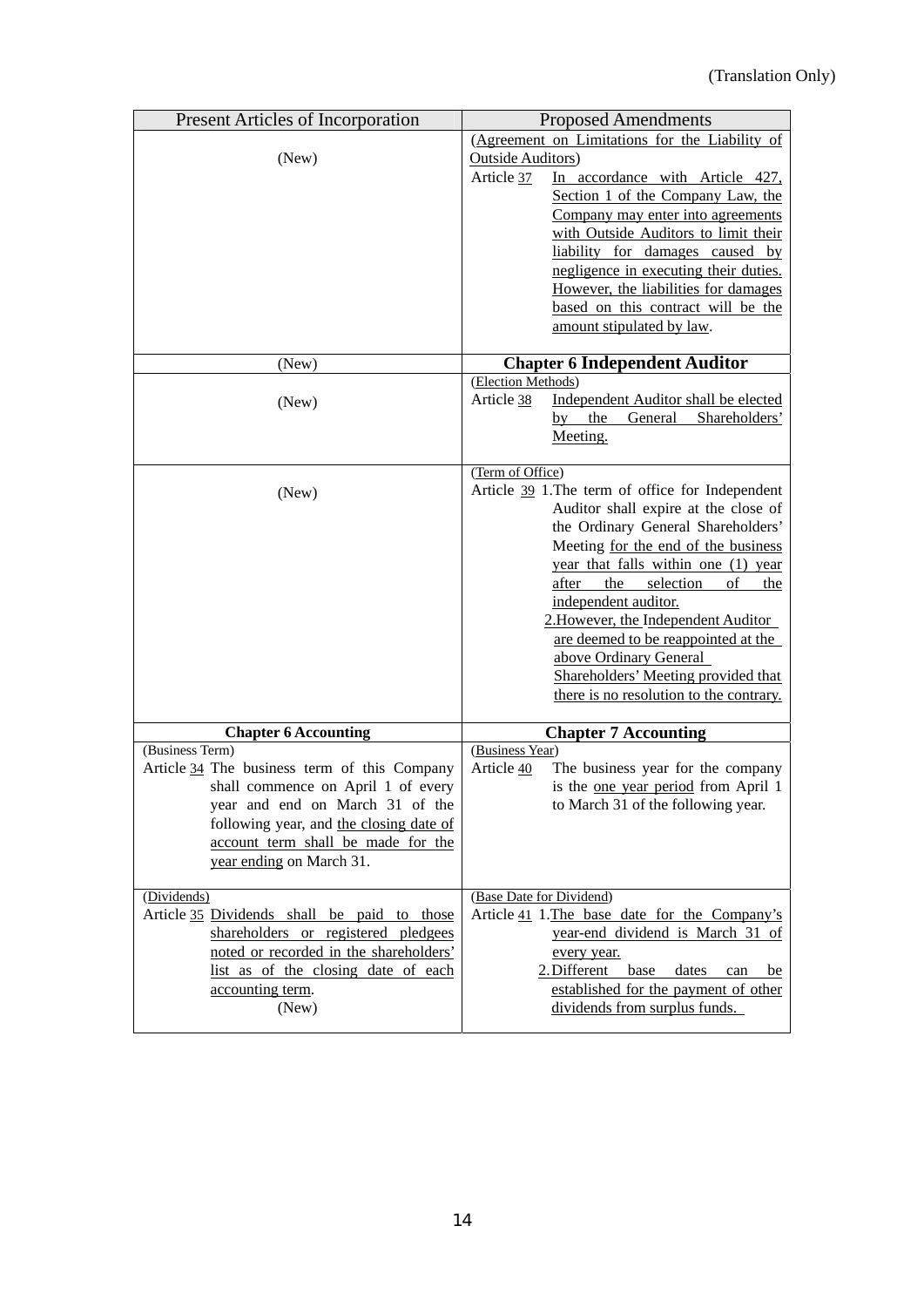(Translation Only)

| Present Articles of Incorporation | Proposed Amendments |
|---|---|
| (New) | (Agreement on Limitations for the Liability of Outside Auditors)<br>Article 37 In accordance with Article 427, Section 1 of the Company Law, the Company may enter into agreements with Outside Auditors to limit their liability for damages caused by negligence in executing their duties. However, the liabilities for damages based on this contract will be the amount stipulated by law. |
| (New) | **Chapter 6 Independent Auditor** |
| (New) | (Election Methods)<br>Article 38 Independent Auditor shall be elected by the General Shareholders' Meeting. |
| (New) | (Term of Office)<br>Article 39 1.The term of office for Independent Auditor shall expire at the close of the Ordinary General Shareholders' Meeting for the end of the business year that falls within one (1) year after the selection of the independent auditor.<br>2.However, the Independent Auditor are deemed to be reappointed at the above Ordinary General Shareholders' Meeting provided that there is no resolution to the contrary. |
| **Chapter 6 Accounting** | **Chapter 7 Accounting** |
| (Business Term)<br>Article 34 The business term of this Company shall commence on April 1 of every year and end on March 31 of the following year, and the closing date of account term shall be made for the year ending on March 31. | (Business Year)<br>Article 40 The business year for the company is the one year period from April 1 to March 31 of the following year. |
| (Dividends)<br>Article 35 Dividends shall be paid to those shareholders or registered pledgees noted or recorded in the shareholders' list as of the closing date of each accounting term.<br>(New) | (Base Date for Dividend)<br>Article 41 1.The base date for the Company's year-end dividend is March 31 of every year.<br>2.Different base dates can be established for the payment of other dividends from surplus funds. |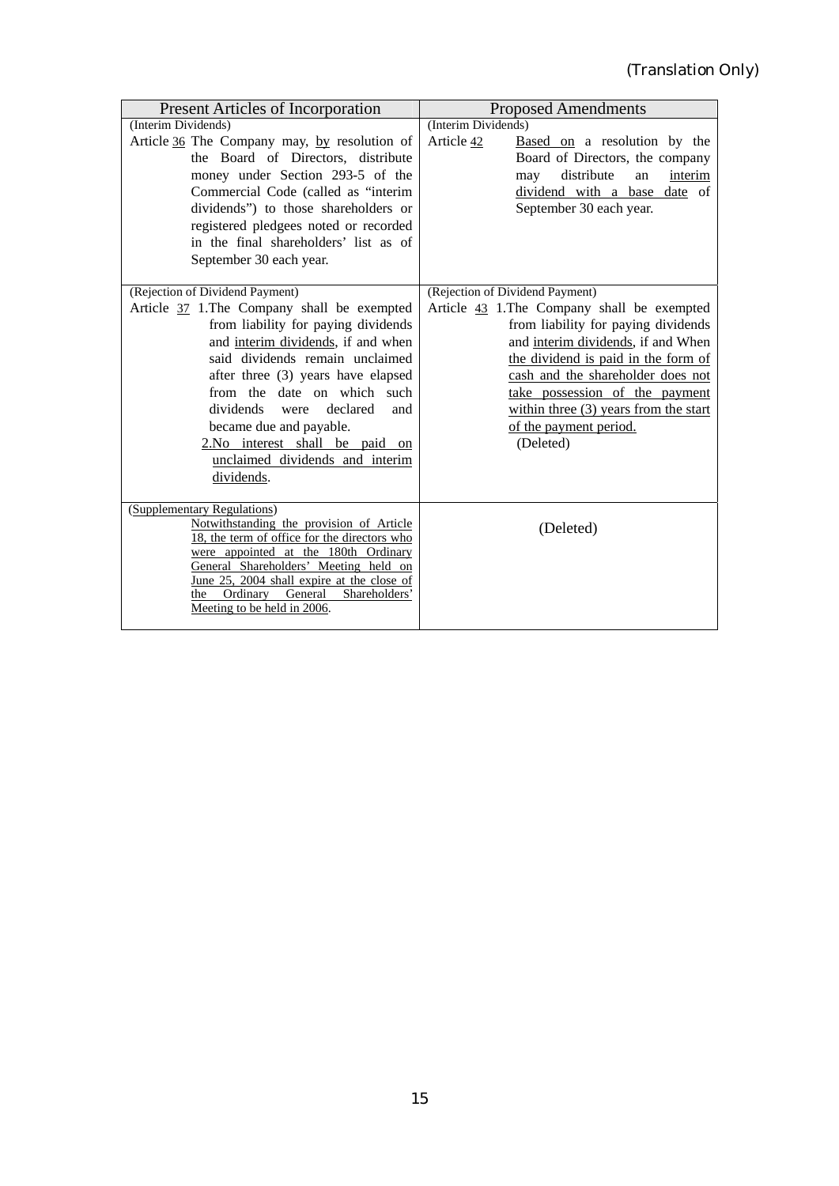(Translation Only)

| Present Articles of Incorporation | Proposed Amendments |
|---|---|
| (Interim Dividends)<br>Article 36 The Company may, by resolution of the Board of Directors, distribute money under Section 293-5 of the Commercial Code (called as "interim dividends") to those shareholders or registered pledgees noted or recorded in the final shareholders' list as of September 30 each year. | (Interim Dividends)<br>Article 42 Based on a resolution by the Board of Directors, the company may distribute an interim dividend with a base date of September 30 each year. |
| (Rejection of Dividend Payment)<br>Article 37 1.The Company shall be exempted from liability for paying dividends and interim dividends, if and when said dividends remain unclaimed after three (3) years have elapsed from the date on which such dividends were declared and became due and payable.<br>2.No interest shall be paid on unclaimed dividends and interim dividends. | (Rejection of Dividend Payment)<br>Article 43 1.The Company shall be exempted from liability for paying dividends and interim dividends, if and When the dividend is paid in the form of cash and the shareholder does not take possession of the payment within three (3) years from the start of the payment period.<br>(Deleted) |
| (Supplementary Regulations)<br>Notwithstanding the provision of Article 18, the term of office for the directors who were appointed at the 180th Ordinary General Shareholders' Meeting held on June 25, 2004 shall expire at the close of the Ordinary General Shareholders' Meeting to be held in 2006. | (Deleted) |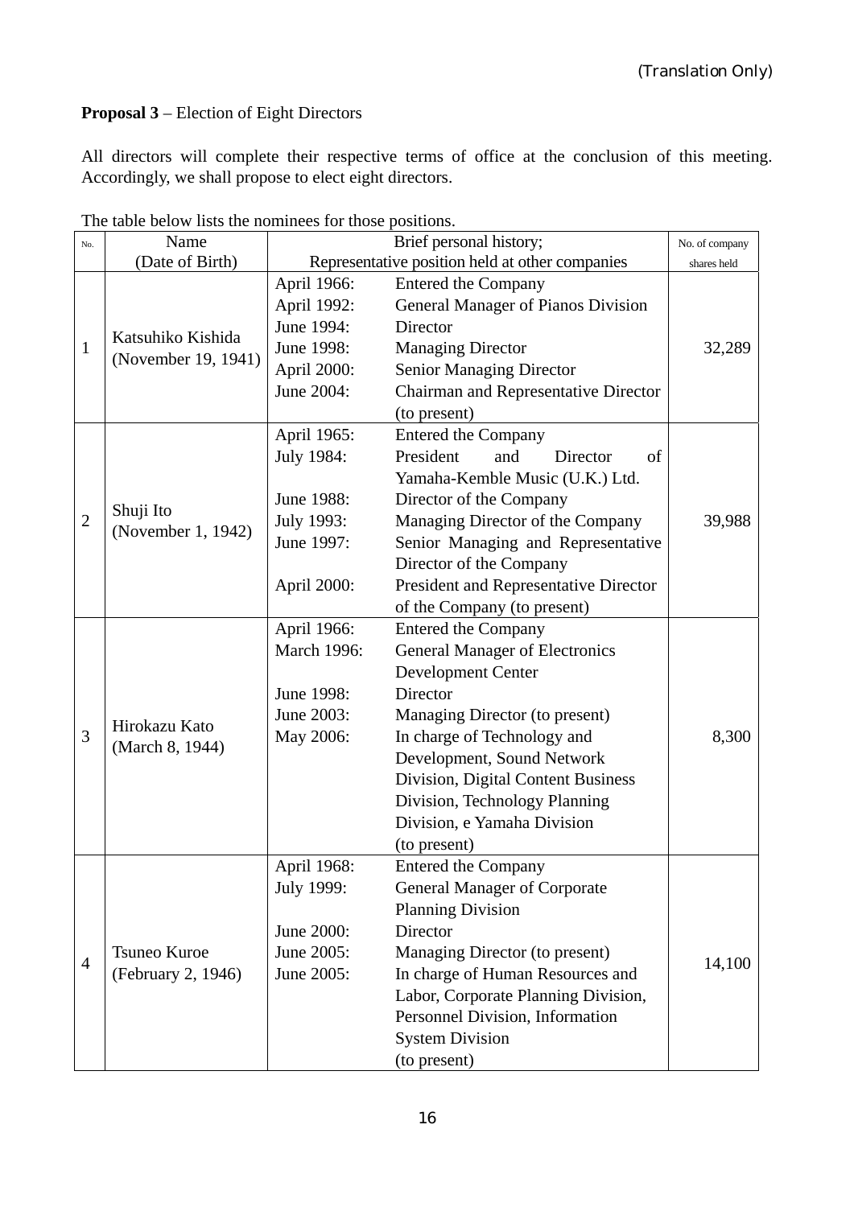(Translation Only)

**Proposal 3** – Election of Eight Directors

All directors will complete their respective terms of office at the conclusion of this meeting. Accordingly, we shall propose to elect eight directors.

The table below lists the nominees for those positions.

| No. | Name (Date of Birth) | Brief personal history; Representative position held at other companies | No. of company shares held |
|---|---|---|---|
| 1 | Katsuhiko Kishida (November 19, 1941) | April 1966: Entered the Company<br>April 1992: General Manager of Pianos Division<br>June 1994: Director<br>June 1998: Managing Director<br>April 2000: Senior Managing Director<br>June 2004: Chairman and Representative Director (to present) | 32,289 |
| 2 | Shuji Ito (November 1, 1942) | April 1965: Entered the Company<br>July 1984: President and Director of Yamaha-Kemble Music (U.K.) Ltd.<br>June 1988: Director of the Company<br>July 1993: Managing Director of the Company<br>June 1997: Senior Managing and Representative Director of the Company<br>April 2000: President and Representative Director of the Company (to present) | 39,988 |
| 3 | Hirokazu Kato (March 8, 1944) | April 1966: Entered the Company<br>March 1996: General Manager of Electronics Development Center<br>June 1998: Director<br>June 2003: Managing Director (to present)<br>May 2006: In charge of Technology and Development, Sound Network Division, Digital Content Business Division, Technology Planning Division, e Yamaha Division (to present) | 8,300 |
| 4 | Tsuneo Kuroe (February 2, 1946) | April 1968: Entered the Company<br>July 1999: General Manager of Corporate Planning Division<br>June 2000: Director<br>June 2005: Managing Director (to present)<br>June 2005: In charge of Human Resources and Labor, Corporate Planning Division, Personnel Division, Information System Division (to present) | 14,100 |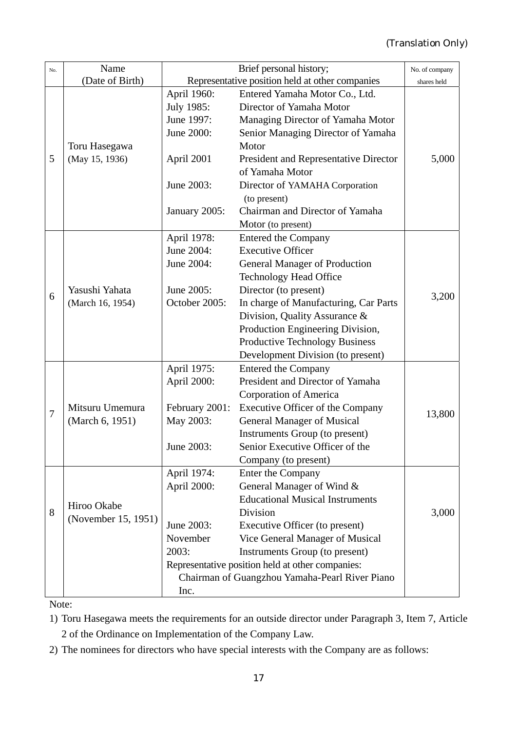(Translation Only)

| No. | Name (Date of Birth) | Brief personal history; Representative position held at other companies | No. of company shares held |
|---|---|---|---|
| 5 | Toru Hasegawa (May 15, 1936) | April 1960: Entered Yamaha Motor Co., Ltd.<br>July 1985: Director of Yamaha Motor<br>June 1997: Managing Director of Yamaha Motor<br>June 2000: Senior Managing Director of Yamaha Motor<br>April 2001 President and Representative Director of Yamaha Motor<br>June 2003: Director of YAMAHA Corporation (to present)<br>January 2005: Chairman and Director of Yamaha Motor (to present) | 5,000 |
| 6 | Yasushi Yahata (March 16, 1954) | April 1978: Entered the Company<br>June 2004: Executive Officer<br>June 2004: General Manager of Production Technology Head Office<br>June 2005: Director (to present)<br>October 2005: In charge of Manufacturing, Car Parts Division, Quality Assurance & Production Engineering Division, Productive Technology Business Development Division (to present) | 3,200 |
| 7 | Mitsuru Umemura (March 6, 1951) | April 1975: Entered the Company<br>April 2000: President and Director of Yamaha Corporation of America<br>February 2001: Executive Officer of the Company<br>May 2003: General Manager of Musical Instruments Group (to present)<br>June 2003: Senior Executive Officer of the Company (to present) | 13,800 |
| 8 | Hiroo Okabe (November 15, 1951) | April 1974: Enter the Company<br>April 2000: General Manager of Wind & Educational Musical Instruments Division<br>June 2003: Executive Officer (to present)<br>November 2003: Vice General Manager of Musical Instruments Group (to present)<br>Representative position held at other companies:<br>Chairman of Guangzhou Yamaha-Pearl River Piano Inc. | 3,000 |

Note:

1) Toru Hasegawa meets the requirements for an outside director under Paragraph 3, Item 7, Article 2 of the Ordinance on Implementation of the Company Law.

2) The nominees for directors who have special interests with the Company are as follows: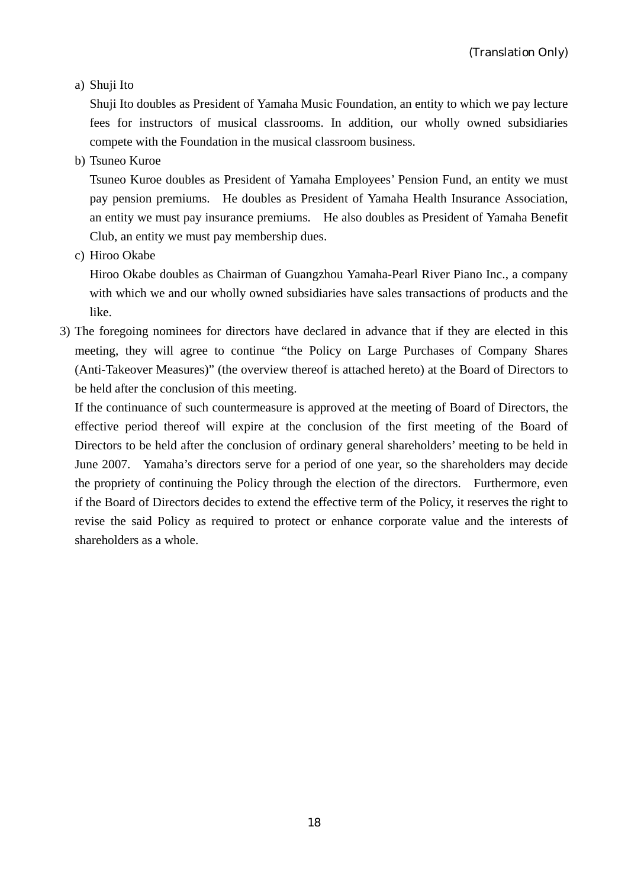a) Shuji Ito

   Shuji Ito doubles as President of Yamaha Music Foundation, an entity to which we pay lecture fees for instructors of musical classrooms. In addition, our wholly owned subsidiaries compete with the Foundation in the musical classroom business.

b) Tsuneo Kuroe

   Tsuneo Kuroe doubles as President of Yamaha Employees' Pension Fund, an entity we must pay pension premiums. He doubles as President of Yamaha Health Insurance Association, an entity we must pay insurance premiums. He also doubles as President of Yamaha Benefit Club, an entity we must pay membership dues.

c) Hiroo Okabe

   Hiroo Okabe doubles as Chairman of Guangzhou Yamaha-Pearl River Piano Inc., a company with which we and our wholly owned subsidiaries have sales transactions of products and the like.

3) The foregoing nominees for directors have declared in advance that if they are elected in this meeting, they will agree to continue "the Policy on Large Purchases of Company Shares (Anti-Takeover Measures)" (the overview thereof is attached hereto) at the Board of Directors to be held after the conclusion of this meeting.

   If the continuance of such countermeasure is approved at the meeting of Board of Directors, the effective period thereof will expire at the conclusion of the first meeting of the Board of Directors to be held after the conclusion of ordinary general shareholders' meeting to be held in June 2007. Yamaha's directors serve for a period of one year, so the shareholders may decide the propriety of continuing the Policy through the election of the directors. Furthermore, even if the Board of Directors decides to extend the effective term of the Policy, it reserves the right to revise the said Policy as required to protect or enhance corporate value and the interests of shareholders as a whole.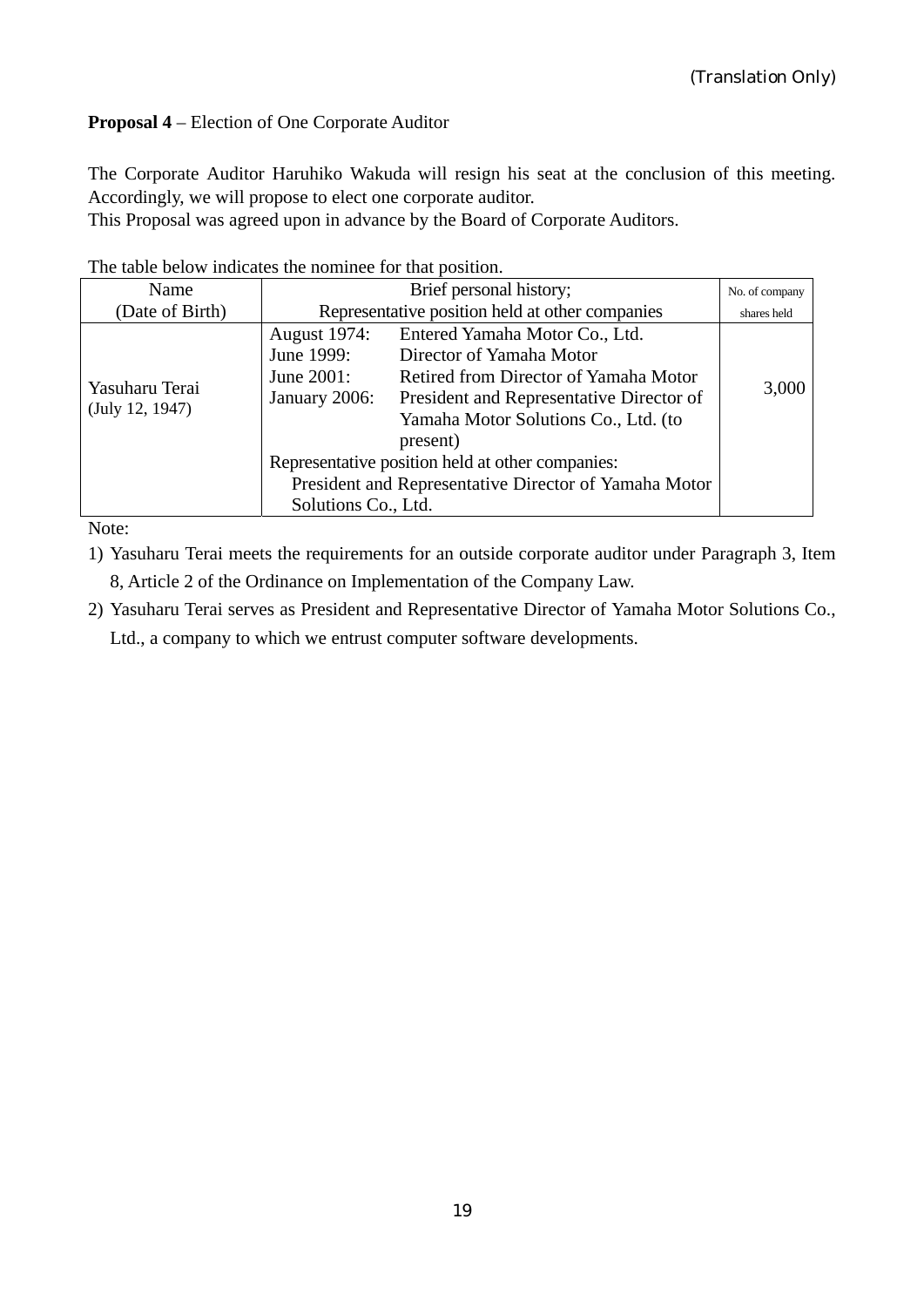(Translation Only)

**Proposal 4** – Election of One Corporate Auditor

The Corporate Auditor Haruhiko Wakuda will resign his seat at the conclusion of this meeting. Accordingly, we will propose to elect one corporate auditor.
This Proposal was agreed upon in advance by the Board of Corporate Auditors.

The table below indicates the nominee for that position.

| Name (Date of Birth) | Brief personal history; Representative position held at other companies | No. of company shares held |
|---|---|---|
| Yasuharu Terai (July 12, 1947) | August 1974: Entered Yamaha Motor Co., Ltd.<br>June 1999: Director of Yamaha Motor<br>June 2001: Retired from Director of Yamaha Motor<br>January 2006: President and Representative Director of Yamaha Motor Solutions Co., Ltd. (to present)<br>Representative position held at other companies:<br>President and Representative Director of Yamaha Motor Solutions Co., Ltd. | 3,000 |

Note:

1) Yasuharu Terai meets the requirements for an outside corporate auditor under Paragraph 3, Item 8, Article 2 of the Ordinance on Implementation of the Company Law.
2) Yasuharu Terai serves as President and Representative Director of Yamaha Motor Solutions Co., Ltd., a company to which we entrust computer software developments.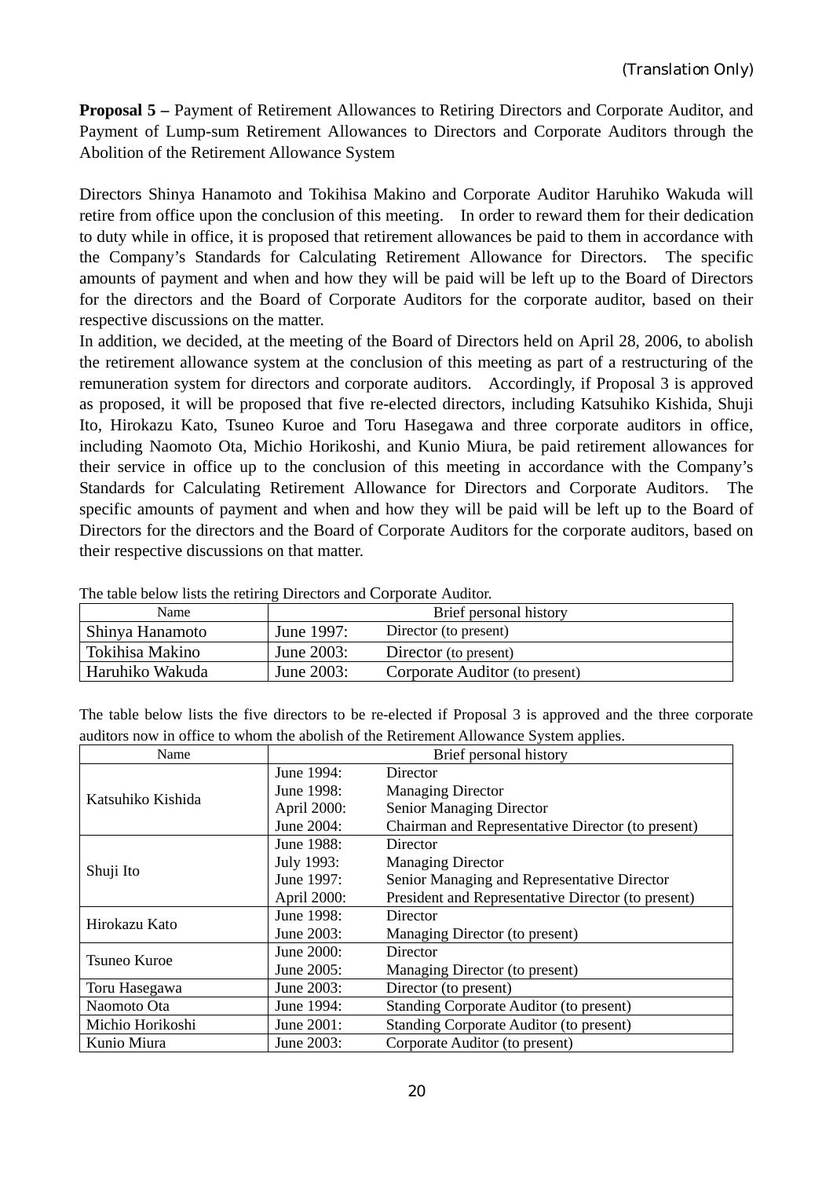(Translation Only)

**Proposal 5 –** Payment of Retirement Allowances to Retiring Directors and Corporate Auditor, and Payment of Lump-sum Retirement Allowances to Directors and Corporate Auditors through the Abolition of the Retirement Allowance System

Directors Shinya Hanamoto and Tokihisa Makino and Corporate Auditor Haruhiko Wakuda will retire from office upon the conclusion of this meeting. In order to reward them for their dedication to duty while in office, it is proposed that retirement allowances be paid to them in accordance with the Company's Standards for Calculating Retirement Allowance for Directors. The specific amounts of payment and when and how they will be paid will be left up to the Board of Directors for the directors and the Board of Corporate Auditors for the corporate auditor, based on their respective discussions on the matter.

In addition, we decided, at the meeting of the Board of Directors held on April 28, 2006, to abolish the retirement allowance system at the conclusion of this meeting as part of a restructuring of the remuneration system for directors and corporate auditors. Accordingly, if Proposal 3 is approved as proposed, it will be proposed that five re-elected directors, including Katsuhiko Kishida, Shuji Ito, Hirokazu Kato, Tsuneo Kuroe and Toru Hasegawa and three corporate auditors in office, including Naomoto Ota, Michio Horikoshi, and Kunio Miura, be paid retirement allowances for their service in office up to the conclusion of this meeting in accordance with the Company's Standards for Calculating Retirement Allowance for Directors and Corporate Auditors. The specific amounts of payment and when and how they will be paid will be left up to the Board of Directors for the directors and the Board of Corporate Auditors for the corporate auditors, based on their respective discussions on that matter.

The table below lists the retiring Directors and Corporate Auditor.

| Name | Brief personal history | |
|---|---|---|
| Shinya Hanamoto | June 1997: | Director (to present) |
| Tokihisa Makino | June 2003: | Director (to present) |
| Haruhiko Wakuda | June 2003: | Corporate Auditor (to present) |

The table below lists the five directors to be re-elected if Proposal 3 is approved and the three corporate auditors now in office to whom the abolish of the Retirement Allowance System applies.

| Name | Brief personal history | |
|---|---|---|
| Katsuhiko Kishida | June 1994: | Director |
| | June 1998: | Managing Director |
| | April 2000: | Senior Managing Director |
| | June 2004: | Chairman and Representative Director (to present) |
| Shuji Ito | June 1988: | Director |
| | July 1993: | Managing Director |
| | June 1997: | Senior Managing and Representative Director |
| | April 2000: | President and Representative Director (to present) |
| Hirokazu Kato | June 1998: | Director |
| | June 2003: | Managing Director (to present) |
| Tsuneo Kuroe | June 2000: | Director |
| | June 2005: | Managing Director (to present) |
| Toru Hasegawa | June 2003: | Director (to present) |
| Naomoto Ota | June 1994: | Standing Corporate Auditor (to present) |
| Michio Horikoshi | June 2001: | Standing Corporate Auditor (to present) |
| Kunio Miura | June 2003: | Corporate Auditor (to present) |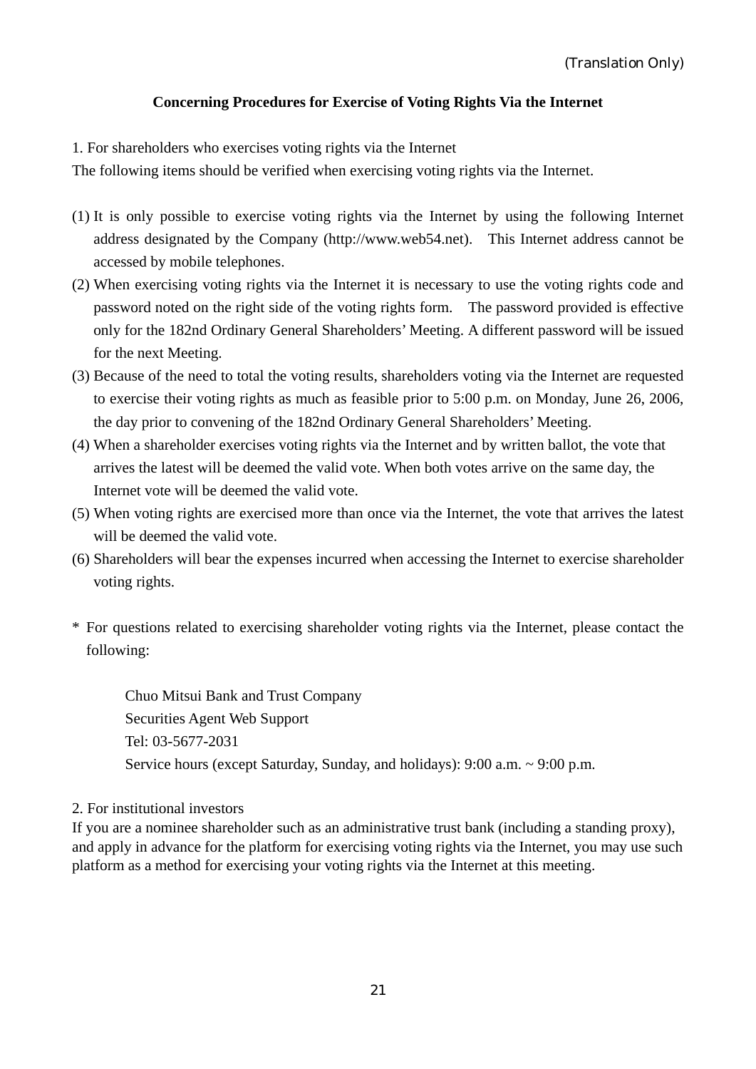(Translation Only)

## Concerning Procedures for Exercise of Voting Rights Via the Internet

1. For shareholders who exercises voting rights via the Internet

The following items should be verified when exercising voting rights via the Internet.

(1) It is only possible to exercise voting rights via the Internet by using the following Internet address designated by the Company (http://www.web54.net). This Internet address cannot be accessed by mobile telephones.

(2) When exercising voting rights via the Internet it is necessary to use the voting rights code and password noted on the right side of the voting rights form. The password provided is effective only for the 182nd Ordinary General Shareholders' Meeting. A different password will be issued for the next Meeting.

(3) Because of the need to total the voting results, shareholders voting via the Internet are requested to exercise their voting rights as much as feasible prior to 5:00 p.m. on Monday, June 26, 2006, the day prior to convening of the 182nd Ordinary General Shareholders' Meeting.

(4) When a shareholder exercises voting rights via the Internet and by written ballot, the vote that arrives the latest will be deemed the valid vote. When both votes arrive on the same day, the Internet vote will be deemed the valid vote.

(5) When voting rights are exercised more than once via the Internet, the vote that arrives the latest will be deemed the valid vote.

(6) Shareholders will bear the expenses incurred when accessing the Internet to exercise shareholder voting rights.

\* For questions related to exercising shareholder voting rights via the Internet, please contact the following:

> Chuo Mitsui Bank and Trust Company
> Securities Agent Web Support
> Tel: 03-5677-2031
> Service hours (except Saturday, Sunday, and holidays): 9:00 a.m. ~ 9:00 p.m.

2. For institutional investors

If you are a nominee shareholder such as an administrative trust bank (including a standing proxy), and apply in advance for the platform for exercising voting rights via the Internet, you may use such platform as a method for exercising your voting rights via the Internet at this meeting.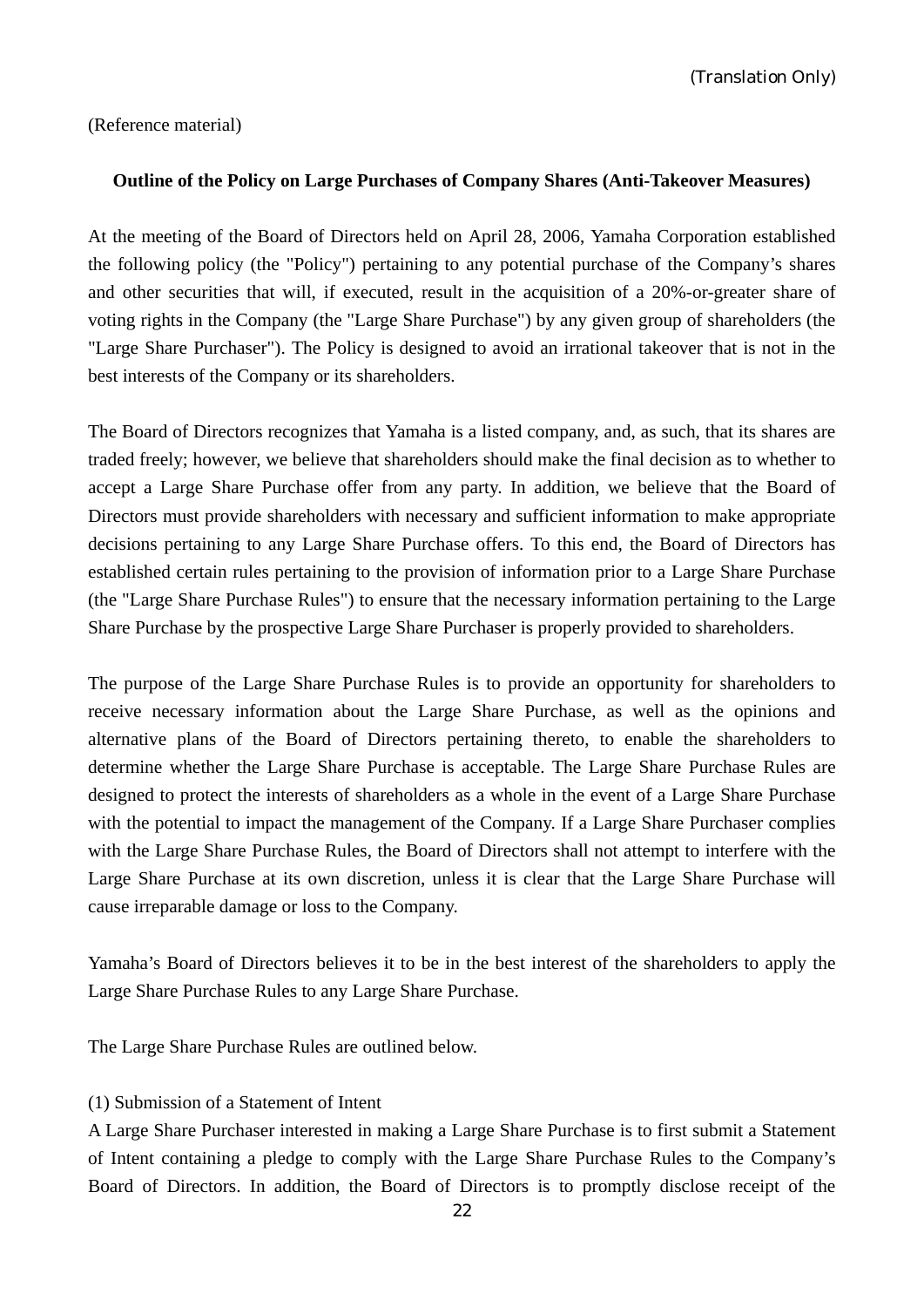(Translation Only)

(Reference material)

**Outline of the Policy on Large Purchases of Company Shares (Anti-Takeover Measures)**

At the meeting of the Board of Directors held on April 28, 2006, Yamaha Corporation established the following policy (the "Policy") pertaining to any potential purchase of the Company's shares and other securities that will, if executed, result in the acquisition of a 20%-or-greater share of voting rights in the Company (the "Large Share Purchase") by any given group of shareholders (the "Large Share Purchaser"). The Policy is designed to avoid an irrational takeover that is not in the best interests of the Company or its shareholders.

The Board of Directors recognizes that Yamaha is a listed company, and, as such, that its shares are traded freely; however, we believe that shareholders should make the final decision as to whether to accept a Large Share Purchase offer from any party. In addition, we believe that the Board of Directors must provide shareholders with necessary and sufficient information to make appropriate decisions pertaining to any Large Share Purchase offers. To this end, the Board of Directors has established certain rules pertaining to the provision of information prior to a Large Share Purchase (the "Large Share Purchase Rules") to ensure that the necessary information pertaining to the Large Share Purchase by the prospective Large Share Purchaser is properly provided to shareholders.

The purpose of the Large Share Purchase Rules is to provide an opportunity for shareholders to receive necessary information about the Large Share Purchase, as well as the opinions and alternative plans of the Board of Directors pertaining thereto, to enable the shareholders to determine whether the Large Share Purchase is acceptable. The Large Share Purchase Rules are designed to protect the interests of shareholders as a whole in the event of a Large Share Purchase with the potential to impact the management of the Company. If a Large Share Purchaser complies with the Large Share Purchase Rules, the Board of Directors shall not attempt to interfere with the Large Share Purchase at its own discretion, unless it is clear that the Large Share Purchase will cause irreparable damage or loss to the Company.

Yamaha's Board of Directors believes it to be in the best interest of the shareholders to apply the Large Share Purchase Rules to any Large Share Purchase.

The Large Share Purchase Rules are outlined below.

(1) Submission of a Statement of Intent

A Large Share Purchaser interested in making a Large Share Purchase is to first submit a Statement of Intent containing a pledge to comply with the Large Share Purchase Rules to the Company's Board of Directors. In addition, the Board of Directors is to promptly disclose receipt of the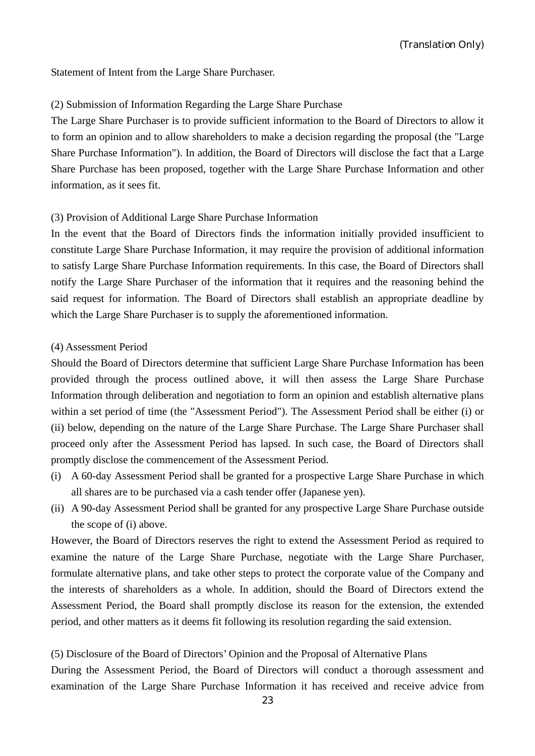Statement of Intent from the Large Share Purchaser.

(2) Submission of Information Regarding the Large Share Purchase

The Large Share Purchaser is to provide sufficient information to the Board of Directors to allow it to form an opinion and to allow shareholders to make a decision regarding the proposal (the "Large Share Purchase Information"). In addition, the Board of Directors will disclose the fact that a Large Share Purchase has been proposed, together with the Large Share Purchase Information and other information, as it sees fit.

(3) Provision of Additional Large Share Purchase Information

In the event that the Board of Directors finds the information initially provided insufficient to constitute Large Share Purchase Information, it may require the provision of additional information to satisfy Large Share Purchase Information requirements. In this case, the Board of Directors shall notify the Large Share Purchaser of the information that it requires and the reasoning behind the said request for information. The Board of Directors shall establish an appropriate deadline by which the Large Share Purchaser is to supply the aforementioned information.

(4) Assessment Period

Should the Board of Directors determine that sufficient Large Share Purchase Information has been provided through the process outlined above, it will then assess the Large Share Purchase Information through deliberation and negotiation to form an opinion and establish alternative plans within a set period of time (the "Assessment Period"). The Assessment Period shall be either (i) or (ii) below, depending on the nature of the Large Share Purchase. The Large Share Purchaser shall proceed only after the Assessment Period has lapsed. In such case, the Board of Directors shall promptly disclose the commencement of the Assessment Period.

(i) A 60-day Assessment Period shall be granted for a prospective Large Share Purchase in which all shares are to be purchased via a cash tender offer (Japanese yen).
(ii) A 90-day Assessment Period shall be granted for any prospective Large Share Purchase outside the scope of (i) above.

However, the Board of Directors reserves the right to extend the Assessment Period as required to examine the nature of the Large Share Purchase, negotiate with the Large Share Purchaser, formulate alternative plans, and take other steps to protect the corporate value of the Company and the interests of shareholders as a whole. In addition, should the Board of Directors extend the Assessment Period, the Board shall promptly disclose its reason for the extension, the extended period, and other matters as it deems fit following its resolution regarding the said extension.

(5) Disclosure of the Board of Directors' Opinion and the Proposal of Alternative Plans

During the Assessment Period, the Board of Directors will conduct a thorough assessment and examination of the Large Share Purchase Information it has received and receive advice from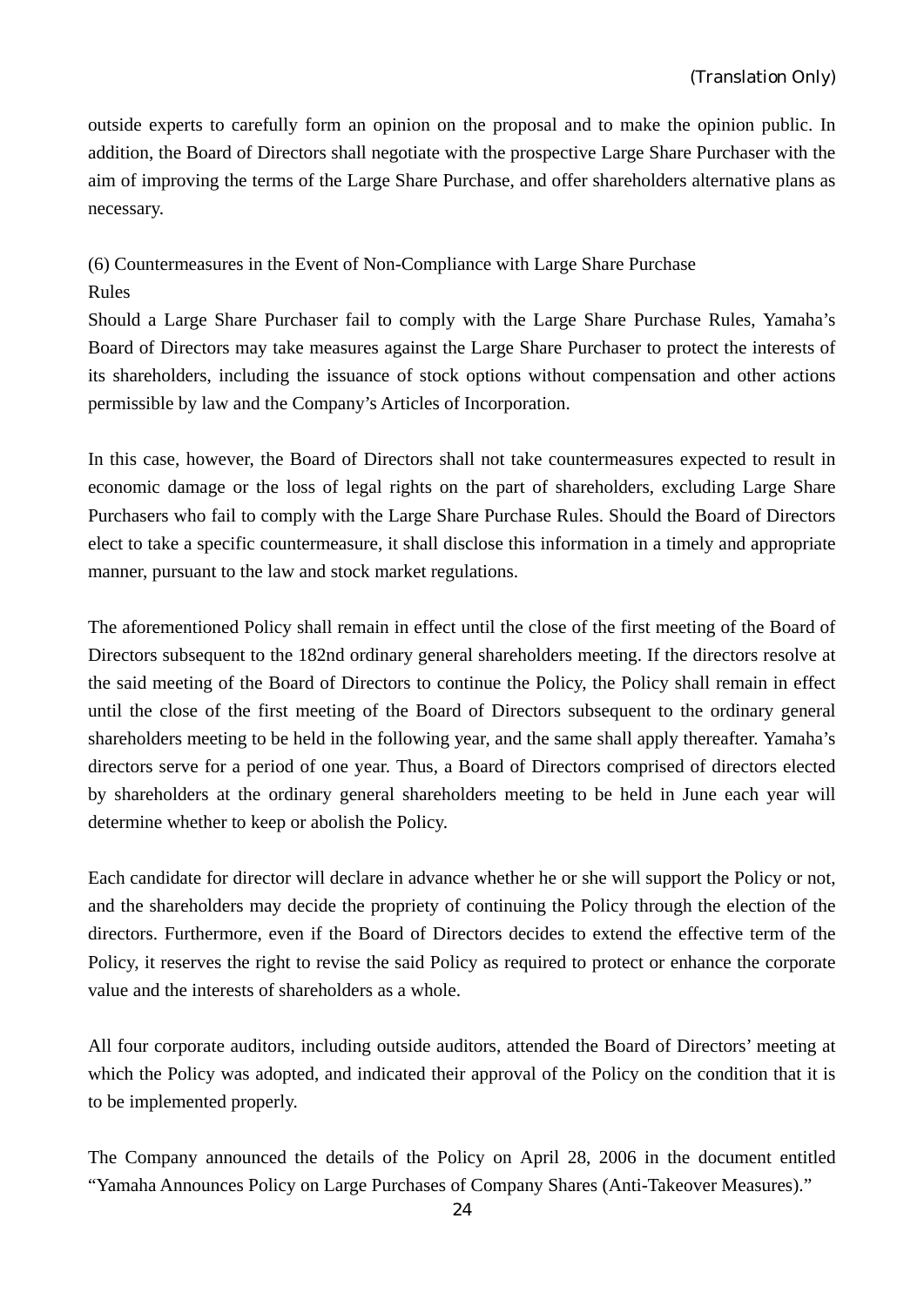outside experts to carefully form an opinion on the proposal and to make the opinion public. In addition, the Board of Directors shall negotiate with the prospective Large Share Purchaser with the aim of improving the terms of the Large Share Purchase, and offer shareholders alternative plans as necessary.

(6) Countermeasures in the Event of Non-Compliance with Large Share Purchase Rules

Should a Large Share Purchaser fail to comply with the Large Share Purchase Rules, Yamaha's Board of Directors may take measures against the Large Share Purchaser to protect the interests of its shareholders, including the issuance of stock options without compensation and other actions permissible by law and the Company's Articles of Incorporation.

In this case, however, the Board of Directors shall not take countermeasures expected to result in economic damage or the loss of legal rights on the part of shareholders, excluding Large Share Purchasers who fail to comply with the Large Share Purchase Rules. Should the Board of Directors elect to take a specific countermeasure, it shall disclose this information in a timely and appropriate manner, pursuant to the law and stock market regulations.

The aforementioned Policy shall remain in effect until the close of the first meeting of the Board of Directors subsequent to the 182nd ordinary general shareholders meeting. If the directors resolve at the said meeting of the Board of Directors to continue the Policy, the Policy shall remain in effect until the close of the first meeting of the Board of Directors subsequent to the ordinary general shareholders meeting to be held in the following year, and the same shall apply thereafter. Yamaha's directors serve for a period of one year. Thus, a Board of Directors comprised of directors elected by shareholders at the ordinary general shareholders meeting to be held in June each year will determine whether to keep or abolish the Policy.

Each candidate for director will declare in advance whether he or she will support the Policy or not, and the shareholders may decide the propriety of continuing the Policy through the election of the directors. Furthermore, even if the Board of Directors decides to extend the effective term of the Policy, it reserves the right to revise the said Policy as required to protect or enhance the corporate value and the interests of shareholders as a whole.

All four corporate auditors, including outside auditors, attended the Board of Directors' meeting at which the Policy was adopted, and indicated their approval of the Policy on the condition that it is to be implemented properly.

The Company announced the details of the Policy on April 28, 2006 in the document entitled "Yamaha Announces Policy on Large Purchases of Company Shares (Anti-Takeover Measures)."